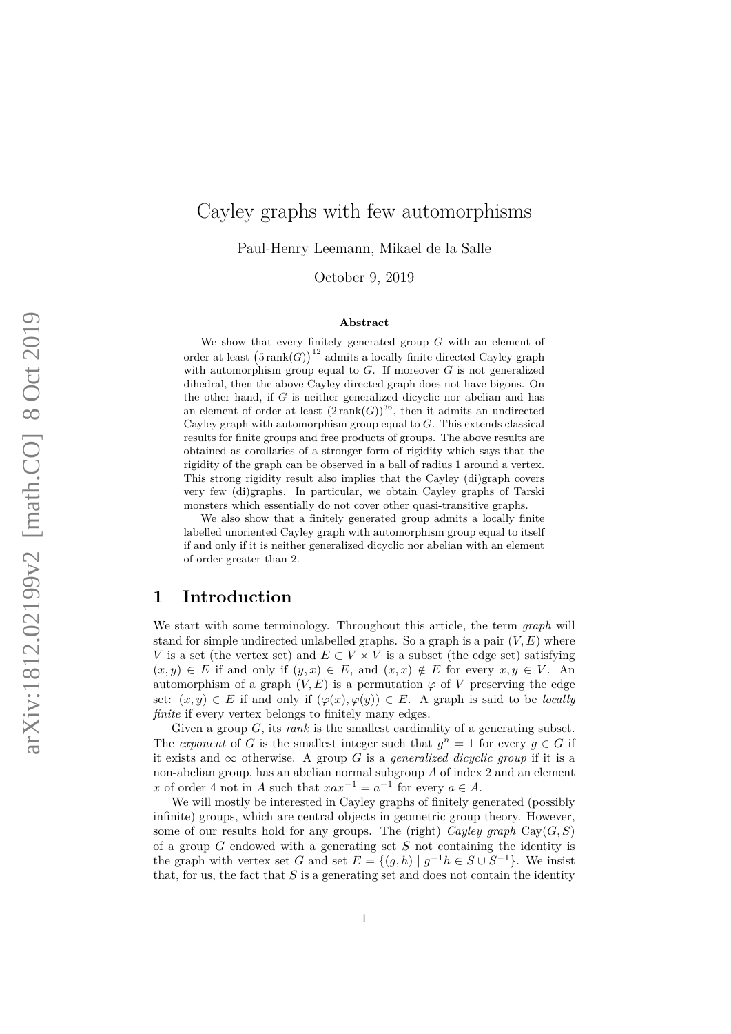# Cayley graphs with few automorphisms

Paul-Henry Leemann, Mikael de la Salle

October 9, 2019

### Abstract

We show that every finitely generated group $G$ with an element of order at least $\left(5\,\mathrm{rank}(G)\right)^{12}$ admits a locally finite directed Cayley graph with automorphism group equal to $G$. If moreover $G$ is not generalized dihedral, then the above Cayley directed graph does not have bigons. On the other hand, if $G$ is neither generalized dicyclic nor abelian and has an element of order at least $\left(2\,\mathrm{rank}(G)\right)^{36}$, then it admits an undirected Cayley graph with automorphism group equal to $G$. This extends classical results for finite groups and free products of groups. The above results are obtained as corollaries of a stronger form of rigidity which says that the rigidity of the graph can be observed in a ball of radius 1 around a vertex. This strong rigidity result also implies that the Cayley (di)graph covers very few (di)graphs. In particular, we obtain Cayley graphs of Tarski monsters which essentially do not cover other quasi-transitive graphs.

We also show that a finitely generated group admits a locally finite labelled unoriented Cayley graph with automorphism group equal to itself if and only if it is neither generalized dicyclic nor abelian with an element of order greater than 2.

## 1 Introduction

We start with some terminology. Throughout this article, the term *graph* will stand for simple undirected unlabelled graphs. So a graph is a pair $(V, E)$ where $V$ is a set (the vertex set) and $E \subset V \times V$ is a subset (the edge set) satisfying $(x, y) \in E$ if and only if $(y, x) \in E$, and $(x, x) \notin E$ for every $x, y \in V$. An automorphism of a graph $(V, E)$ is a permutation $\varphi$ of $V$ preserving the edge set: $(x, y) \in E$ if and only if $(\varphi(x), \varphi(y)) \in E$. A graph is said to be *locally finite* if every vertex belongs to finitely many edges.

Given a group $G$, its *rank* is the smallest cardinality of a generating subset. The *exponent* of $G$ is the smallest integer such that $g^n = 1$ for every $g \in G$ if it exists and $\infty$ otherwise. A group $G$ is a *generalized dicyclic group* if it is a non-abelian group, has an abelian normal subgroup $A$ of index 2 and an element $x$ of order 4 not in $A$ such that $xax^{-1} = a^{-1}$ for every $a \in A$.

We will mostly be interested in Cayley graphs of finitely generated (possibly infinite) groups, which are central objects in geometric group theory. However, some of our results hold for any groups. The (right) *Cayley graph* $\mathrm{Cay}(G, S)$ of a group $G$ endowed with a generating set $S$ not containing the identity is the graph with vertex set $G$ and set $E = \{(g, h) \mid g^{-1}h \in S \cup S^{-1}\}$. We insist that, for us, the fact that $S$ is a generating set and does not contain the identity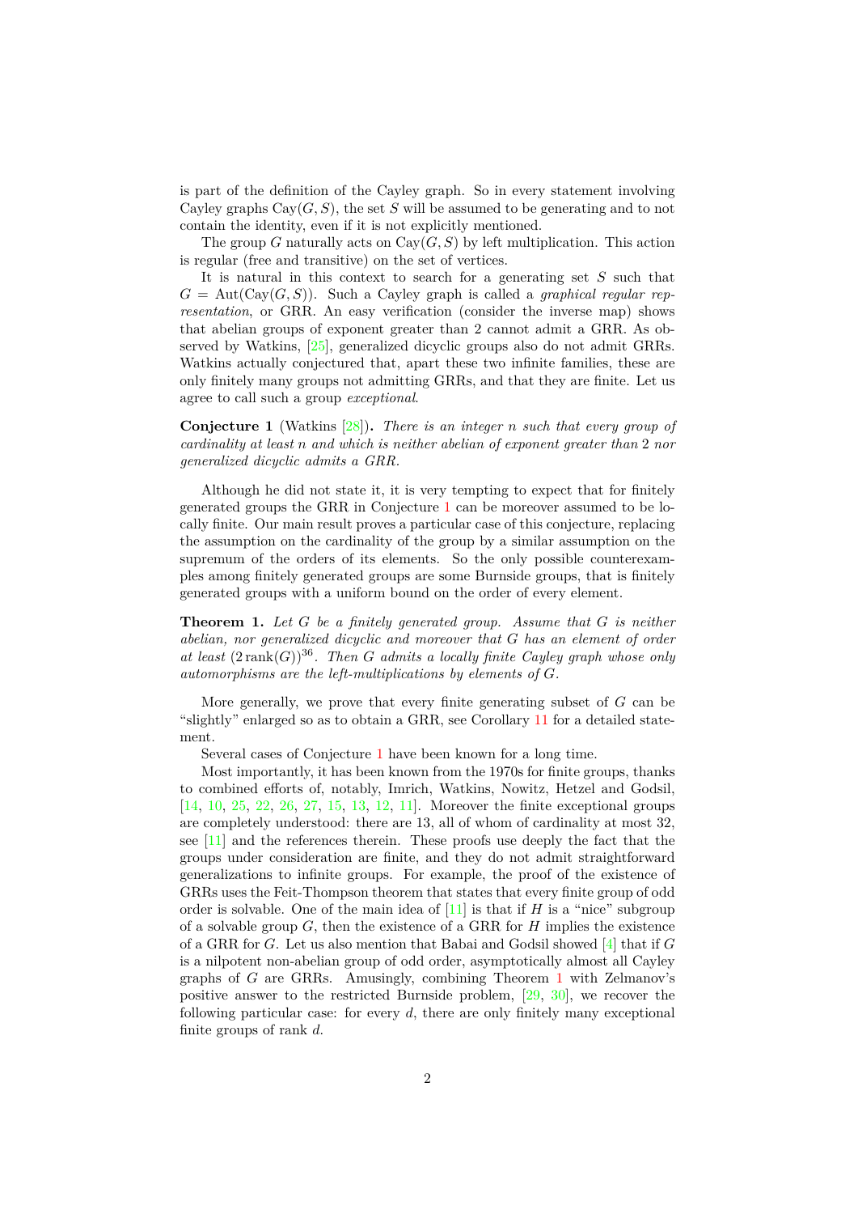is part of the definition of the Cayley graph. So in every statement involving Cayley graphs $\mathrm{Cay}(G,S)$, the set $S$ will be assumed to be generating and to not contain the identity, even if it is not explicitly mentioned.

The group $G$ naturally acts on $\mathrm{Cay}(G,S)$ by left multiplication. This action is regular (free and transitive) on the set of vertices.

It is natural in this context to search for a generating set $S$ such that $G = \mathrm{Aut}(\mathrm{Cay}(G,S))$. Such a Cayley graph is called a *graphical regular representation*, or GRR. An easy verification (consider the inverse map) shows that abelian groups of exponent greater than 2 cannot admit a GRR. As observed by Watkins, [25], generalized dicyclic groups also do not admit GRRs. Watkins actually conjectured that, apart these two infinite families, these are only finitely many groups not admitting GRRs, and that they are finite. Let us agree to call such a group *exceptional*.

**Conjecture 1** (Watkins [28])**.** *There is an integer $n$ such that every group of cardinality at least $n$ and which is neither abelian of exponent greater than 2 nor generalized dicyclic admits a GRR.*

Although he did not state it, it is very tempting to expect that for finitely generated groups the GRR in Conjecture 1 can be moreover assumed to be locally finite. Our main result proves a particular case of this conjecture, replacing the assumption on the cardinality of the group by a similar assumption on the supremum of the orders of its elements. So the only possible counterexamples among finitely generated groups are some Burnside groups, that is finitely generated groups with a uniform bound on the order of every element.

**Theorem 1.** *Let $G$ be a finitely generated group. Assume that $G$ is neither abelian, nor generalized dicyclic and moreover that $G$ has an element of order at least $(2\,\mathrm{rank}(G))^{36}$. Then $G$ admits a locally finite Cayley graph whose only automorphisms are the left-multiplications by elements of $G$.*

More generally, we prove that every finite generating subset of $G$ can be "slightly" enlarged so as to obtain a GRR, see Corollary 11 for a detailed statement.

Several cases of Conjecture 1 have been known for a long time.

Most importantly, it has been known from the 1970s for finite groups, thanks to combined efforts of, notably, Imrich, Watkins, Nowitz, Hetzel and Godsil, [14, 10, 25, 22, 26, 27, 15, 13, 12, 11]. Moreover the finite exceptional groups are completely understood: there are 13, all of whom of cardinality at most 32, see [11] and the references therein. These proofs use deeply the fact that the groups under consideration are finite, and they do not admit straightforward generalizations to infinite groups. For example, the proof of the existence of GRRs uses the Feit-Thompson theorem that states that every finite group of odd order is solvable. One of the main idea of [11] is that if $H$ is a "nice" subgroup of a solvable group $G$, then the existence of a GRR for $H$ implies the existence of a GRR for $G$. Let us also mention that Babai and Godsil showed [4] that if $G$ is a nilpotent non-abelian group of odd order, asymptotically almost all Cayley graphs of $G$ are GRRs. Amusingly, combining Theorem 1 with Zelmanov's positive answer to the restricted Burnside problem, [29, 30], we recover the following particular case: for every $d$, there are only finitely many exceptional finite groups of rank $d$.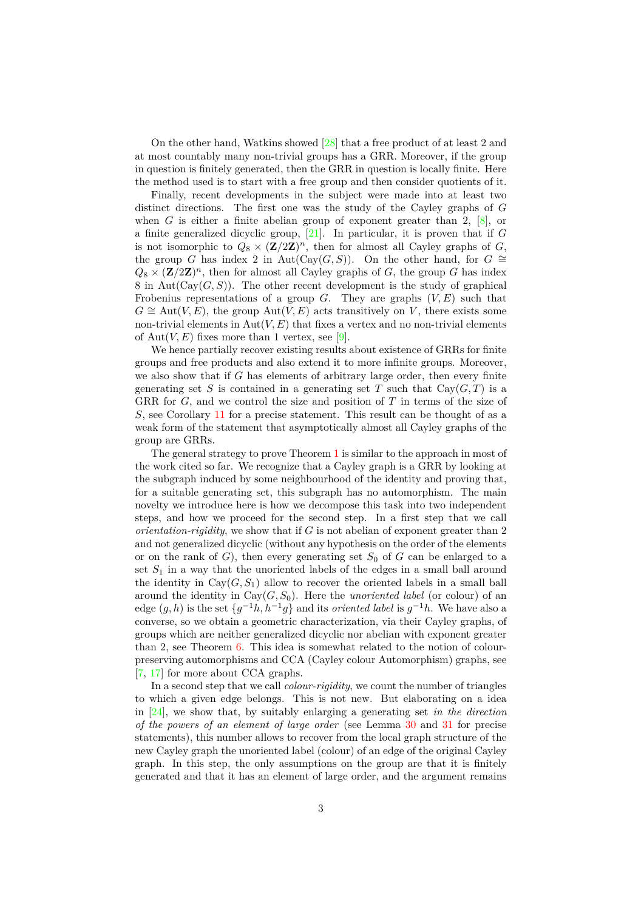On the other hand, Watkins showed [28] that a free product of at least 2 and at most countably many non-trivial groups has a GRR. Moreover, if the group in question is finitely generated, then the GRR in question is locally finite. Here the method used is to start with a free group and then consider quotients of it.

Finally, recent developments in the subject were made into at least two distinct directions. The first one was the study of the Cayley graphs of $G$ when $G$ is either a finite abelian group of exponent greater than 2, [8], or a finite generalized dicyclic group, [21]. In particular, it is proven that if $G$ is not isomorphic to $Q_8 \times (\mathbf{Z}/2\mathbf{Z})^n$, then for almost all Cayley graphs of $G$, the group $G$ has index 2 in $\mathrm{Aut}(\mathrm{Cay}(G,S))$. On the other hand, for $G \cong Q_8 \times (\mathbf{Z}/2\mathbf{Z})^n$, then for almost all Cayley graphs of $G$, the group $G$ has index 8 in $\mathrm{Aut}(\mathrm{Cay}(G,S))$. The other recent development is the study of graphical Frobenius representations of a group $G$. They are graphs $(V,E)$ such that $G \cong \mathrm{Aut}(V,E)$, the group $\mathrm{Aut}(V,E)$ acts transitively on $V$, there exists some non-trivial elements in $\mathrm{Aut}(V,E)$ that fixes a vertex and no non-trivial elements of $\mathrm{Aut}(V,E)$ fixes more than 1 vertex, see [9].

We hence partially recover existing results about existence of GRRs for finite groups and free products and also extend it to more infinite groups. Moreover, we also show that if $G$ has elements of arbitrary large order, then every finite generating set $S$ is contained in a generating set $T$ such that $\mathrm{Cay}(G,T)$ is a GRR for $G$, and we control the size and position of $T$ in terms of the size of $S$, see Corollary 11 for a precise statement. This result can be thought of as a weak form of the statement that asymptotically almost all Cayley graphs of the group are GRRs.

The general strategy to prove Theorem 1 is similar to the approach in most of the work cited so far. We recognize that a Cayley graph is a GRR by looking at the subgraph induced by some neighbourhood of the identity and proving that, for a suitable generating set, this subgraph has no automorphism. The main novelty we introduce here is how we decompose this task into two independent steps, and how we proceed for the second step. In a first step that we call *orientation-rigidity*, we show that if $G$ is not abelian of exponent greater than 2 and not generalized dicyclic (without any hypothesis on the order of the elements or on the rank of $G$), then every generating set $S_0$ of $G$ can be enlarged to a set $S_1$ in a way that the unoriented labels of the edges in a small ball around the identity in $\mathrm{Cay}(G,S_1)$ allow to recover the oriented labels in a small ball around the identity in $\mathrm{Cay}(G,S_0)$. Here the *unoriented label* (or colour) of an edge $(g,h)$ is the set $\{g^{-1}h, h^{-1}g\}$ and its *oriented label* is $g^{-1}h$. We have also a converse, so we obtain a geometric characterization, via their Cayley graphs, of groups which are neither generalized dicyclic nor abelian with exponent greater than 2, see Theorem 6. This idea is somewhat related to the notion of colour-preserving automorphisms and CCA (Cayley colour Automorphism) graphs, see [7, 17] for more about CCA graphs.

In a second step that we call *colour-rigidity*, we count the number of triangles to which a given edge belongs. This is not new. But elaborating on a idea in [24], we show that, by suitably enlarging a generating set *in the direction of the powers of an element of large order* (see Lemma 30 and 31 for precise statements), this number allows to recover from the local graph structure of the new Cayley graph the unoriented label (colour) of an edge of the original Cayley graph. In this step, the only assumptions on the group are that it is finitely generated and that it has an element of large order, and the argument remains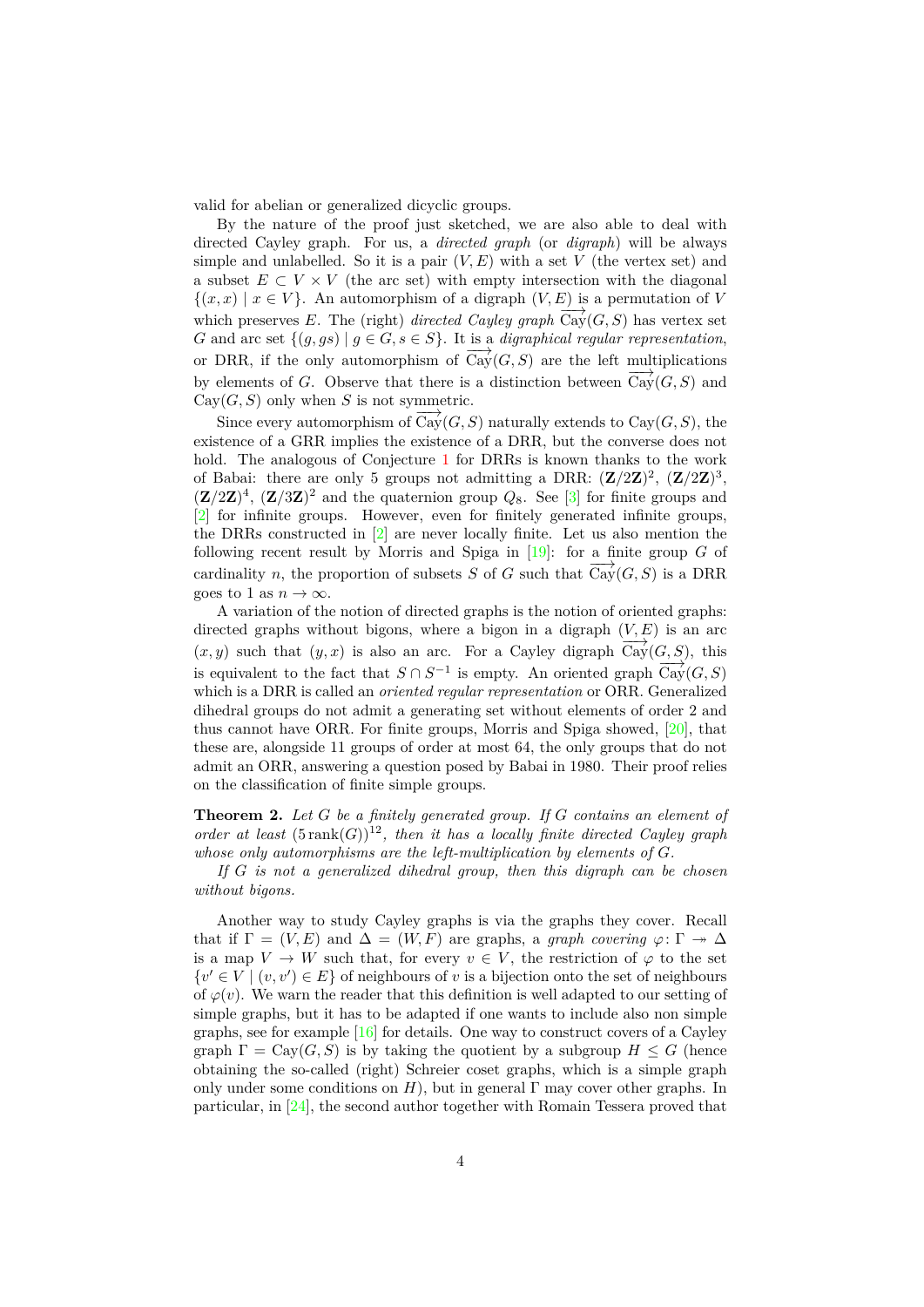valid for abelian or generalized dicyclic groups.

By the nature of the proof just sketched, we are also able to deal with directed Cayley graph. For us, a *directed graph* (or *digraph*) will be always simple and unlabelled. So it is a pair $(V, E)$ with a set $V$ (the vertex set) and a subset $E \subset V \times V$ (the arc set) with empty intersection with the diagonal $\{(x, x) \mid x \in V\}$. An automorphism of a digraph $(V, E)$ is a permutation of $V$ which preserves $E$. The (right) *directed Cayley graph* $\overrightarrow{\mathrm{Cay}}(G, S)$ has vertex set $G$ and arc set $\{(g, gs) \mid g \in G, s \in S\}$. It is a *digraphical regular representation*, or DRR, if the only automorphism of $\overrightarrow{\mathrm{Cay}}(G, S)$ are the left multiplications by elements of $G$. Observe that there is a distinction between $\overrightarrow{\mathrm{Cay}}(G, S)$ and $\mathrm{Cay}(G, S)$ only when $S$ is not symmetric.

Since every automorphism of $\overrightarrow{\mathrm{Cay}}(G, S)$ naturally extends to $\mathrm{Cay}(G, S)$, the existence of a GRR implies the existence of a DRR, but the converse does not hold. The analogous of Conjecture 1 for DRRs is known thanks to the work of Babai: there are only 5 groups not admitting a DRR: $(\mathbf{Z}/2\mathbf{Z})^2$, $(\mathbf{Z}/2\mathbf{Z})^3$, $(\mathbf{Z}/2\mathbf{Z})^4$, $(\mathbf{Z}/3\mathbf{Z})^2$ and the quaternion group $Q_8$. See [3] for finite groups and [2] for infinite groups. However, even for finitely generated infinite groups, the DRRs constructed in [2] are never locally finite. Let us also mention the following recent result by Morris and Spiga in [19]: for a finite group $G$ of cardinality $n$, the proportion of subsets $S$ of $G$ such that $\overrightarrow{\mathrm{Cay}}(G, S)$ is a DRR goes to 1 as $n \to \infty$.

A variation of the notion of directed graphs is the notion of oriented graphs: directed graphs without bigons, where a bigon in a digraph $(V, E)$ is an arc $(x, y)$ such that $(y, x)$ is also an arc. For a Cayley digraph $\overrightarrow{\mathrm{Cay}}(G, S)$, this is equivalent to the fact that $S \cap S^{-1}$ is empty. An oriented graph $\overrightarrow{\mathrm{Cay}}(G, S)$ which is a DRR is called an *oriented regular representation* or ORR. Generalized dihedral groups do not admit a generating set without elements of order 2 and thus cannot have ORR. For finite groups, Morris and Spiga showed, [20], that these are, alongside 11 groups of order at most 64, the only groups that do not admit an ORR, answering a question posed by Babai in 1980. Their proof relies on the classification of finite simple groups.

**Theorem 2.** *Let $G$ be a finitely generated group. If $G$ contains an element of order at least $(5\,\mathrm{rank}(G))^{12}$, then it has a locally finite directed Cayley graph whose only automorphisms are the left-multiplication by elements of $G$.*

*If $G$ is not a generalized dihedral group, then this digraph can be chosen without bigons.*

Another way to study Cayley graphs is via the graphs they cover. Recall that if $\Gamma = (V, E)$ and $\Delta = (W, F)$ are graphs, a *graph covering* $\varphi\colon \Gamma \twoheadrightarrow \Delta$ is a map $V \to W$ such that, for every $v \in V$, the restriction of $\varphi$ to the set $\{v' \in V \mid (v, v') \in E\}$ of neighbours of $v$ is a bijection onto the set of neighbours of $\varphi(v)$. We warn the reader that this definition is well adapted to our setting of simple graphs, but it has to be adapted if one wants to include also non simple graphs, see for example [16] for details. One way to construct covers of a Cayley graph $\Gamma = \mathrm{Cay}(G, S)$ is by taking the quotient by a subgroup $H \leq G$ (hence obtaining the so-called (right) Schreier coset graphs, which is a simple graph only under some conditions on $H$), but in general $\Gamma$ may cover other graphs. In particular, in [24], the second author together with Romain Tessera proved that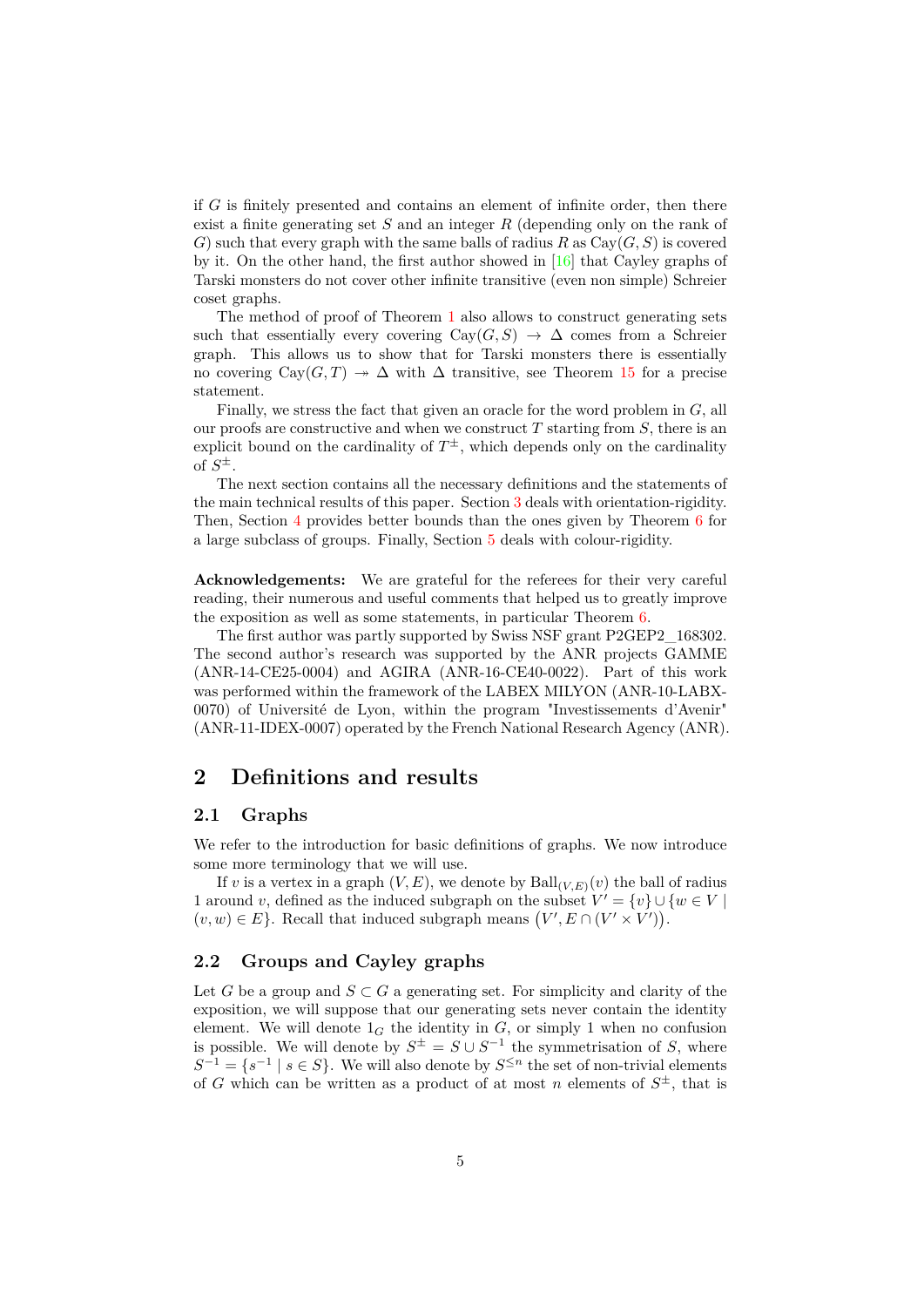if $G$ is finitely presented and contains an element of infinite order, then there exist a finite generating set $S$ and an integer $R$ (depending only on the rank of $G$) such that every graph with the same balls of radius $R$ as $\mathrm{Cay}(G,S)$ is covered by it. On the other hand, the first author showed in [16] that Cayley graphs of Tarski monsters do not cover other infinite transitive (even non simple) Schreier coset graphs.

The method of proof of Theorem 1 also allows to construct generating sets such that essentially every covering $\mathrm{Cay}(G,S) \to \Delta$ comes from a Schreier graph. This allows us to show that for Tarski monsters there is essentially no covering $\mathrm{Cay}(G,T) \twoheadrightarrow \Delta$ with $\Delta$ transitive, see Theorem 15 for a precise statement.

Finally, we stress the fact that given an oracle for the word problem in $G$, all our proofs are constructive and when we construct $T$ starting from $S$, there is an explicit bound on the cardinality of $T^{\pm}$, which depends only on the cardinality of $S^{\pm}$.

The next section contains all the necessary definitions and the statements of the main technical results of this paper. Section 3 deals with orientation-rigidity. Then, Section 4 provides better bounds than the ones given by Theorem 6 for a large subclass of groups. Finally, Section 5 deals with colour-rigidity.

**Acknowledgements:** We are grateful for the referees for their very careful reading, their numerous and useful comments that helped us to greatly improve the exposition as well as some statements, in particular Theorem 6.

The first author was partly supported by Swiss NSF grant P2GEP2_168302. The second author's research was supported by the ANR projects GAMME (ANR-14-CE25-0004) and AGIRA (ANR-16-CE40-0022). Part of this work was performed within the framework of the LABEX MILYON (ANR-10-LABX-0070) of Université de Lyon, within the program "Investissements d'Avenir" (ANR-11-IDEX-0007) operated by the French National Research Agency (ANR).

## 2 Definitions and results

### 2.1 Graphs

We refer to the introduction for basic definitions of graphs. We now introduce some more terminology that we will use.

If $v$ is a vertex in a graph $(V,E)$, we denote by $\mathrm{Ball}_{(V,E)}(v)$ the ball of radius 1 around $v$, defined as the induced subgraph on the subset $V' = \{v\} \cup \{w \in V \mid (v,w) \in E\}$. Recall that induced subgraph means $\big(V', E \cap (V' \times V')\big)$.

### 2.2 Groups and Cayley graphs

Let $G$ be a group and $S \subset G$ a generating set. For simplicity and clarity of the exposition, we will suppose that our generating sets never contain the identity element. We will denote $1_G$ the identity in $G$, or simply 1 when no confusion is possible. We will denote by $S^{\pm} = S \cup S^{-1}$ the symmetrisation of $S$, where $S^{-1} = \{s^{-1} \mid s \in S\}$. We will also denote by $S^{\leq n}$ the set of non-trivial elements of $G$ which can be written as a product of at most $n$ elements of $S^{\pm}$, that is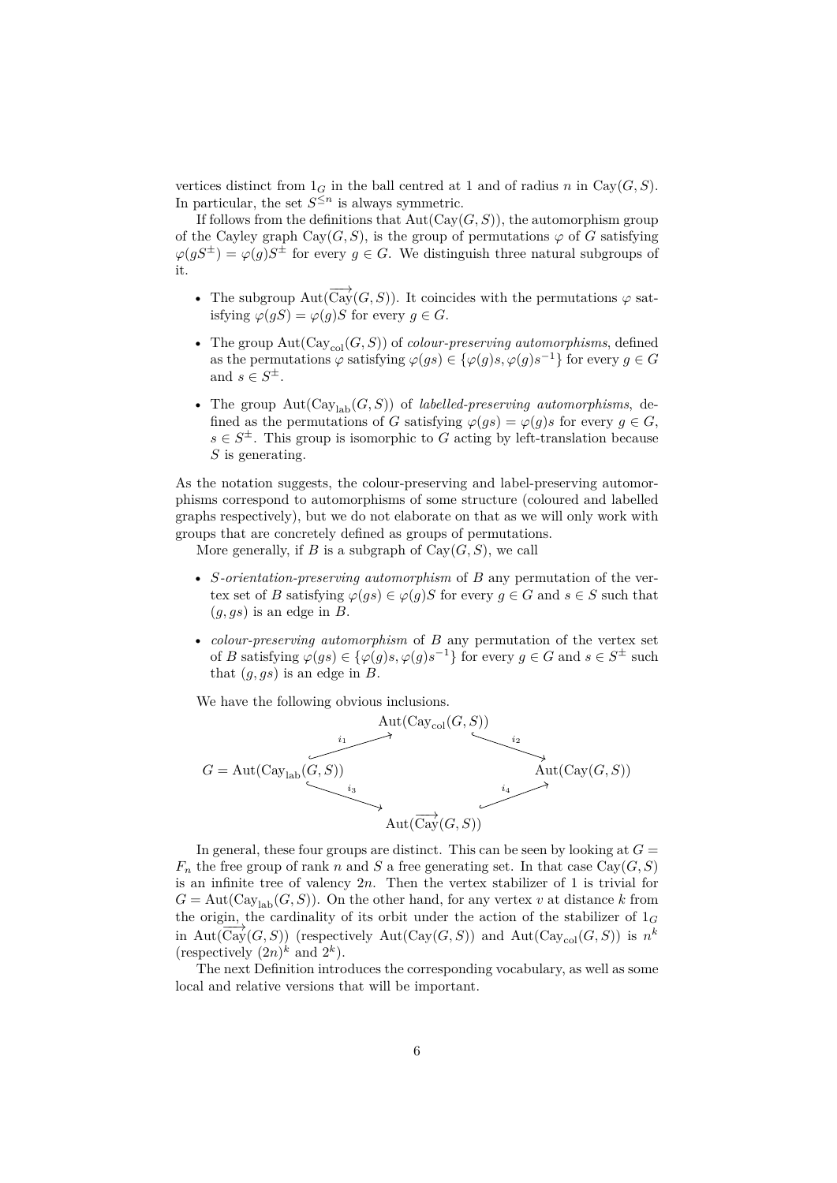vertices distinct from $1_G$ in the ball centred at 1 and of radius $n$ in $\mathrm{Cay}(G, S)$. In particular, the set $S^{\leq n}$ is always symmetric.

If follows from the definitions that $\mathrm{Aut}(\mathrm{Cay}(G, S))$, the automorphism group of the Cayley graph $\mathrm{Cay}(G, S)$, is the group of permutations $\varphi$ of $G$ satisfying $\varphi(gS^{\pm}) = \varphi(g)S^{\pm}$ for every $g \in G$. We distinguish three natural subgroups of it.

- The subgroup $\mathrm{Aut}(\overrightarrow{\mathrm{Cay}}(G, S))$. It coincides with the permutations $\varphi$ satisfying $\varphi(gS) = \varphi(g)S$ for every $g \in G$.
- The group $\mathrm{Aut}(\mathrm{Cay}_{\mathrm{col}}(G, S))$ of *colour-preserving automorphisms*, defined as the permutations $\varphi$ satisfying $\varphi(gs) \in \{\varphi(g)s, \varphi(g)s^{-1}\}$ for every $g \in G$ and $s \in S^{\pm}$.
- The group $\mathrm{Aut}(\mathrm{Cay}_{\mathrm{lab}}(G, S))$ of *labelled-preserving automorphisms*, defined as the permutations of $G$ satisfying $\varphi(gs) = \varphi(g)s$ for every $g \in G$, $s \in S^{\pm}$. This group is isomorphic to $G$ acting by left-translation because $S$ is generating.

As the notation suggests, the colour-preserving and label-preserving automorphisms correspond to automorphisms of some structure (coloured and labelled graphs respectively), but we do not elaborate on that as we will only work with groups that are concretely defined as groups of permutations.

More generally, if $B$ is a subgraph of $\mathrm{Cay}(G, S)$, we call

- *$S$-orientation-preserving automorphism* of $B$ any permutation of the vertex set of $B$ satisfying $\varphi(gs) \in \varphi(g)S$ for every $g \in G$ and $s \in S$ such that $(g, gs)$ is an edge in $B$.
- *colour-preserving automorphism* of $B$ any permutation of the vertex set of $B$ satisfying $\varphi(gs) \in \{\varphi(g)s, \varphi(g)s^{-1}\}$ for every $g \in G$ and $s \in S^{\pm}$ such that $(g, gs)$ is an edge in $B$.

We have the following obvious inclusions.

$$
\begin{array}{ccccc}
 & & \mathrm{Aut}(\mathrm{Cay}_{\mathrm{col}}(G,S)) & & \\
 & \overset{i_1}{\nearrow} & & \overset{i_2}{\searrow} & \\
G = \mathrm{Aut}(\mathrm{Cay}_{\mathrm{lab}}(G,S)) & & & & \mathrm{Aut}(\mathrm{Cay}(G,S)) \\
 & \underset{i_3}{\searrow} & & \underset{i_4}{\nearrow} & \\
 & & \mathrm{Aut}(\overrightarrow{\mathrm{Cay}}(G,S)) & &
\end{array}
$$

In general, these four groups are distinct. This can be seen by looking at $G = F_n$ the free group of rank $n$ and $S$ a free generating set. In that case $\mathrm{Cay}(G, S)$ is an infinite tree of valency $2n$. Then the vertex stabilizer of 1 is trivial for $G = \mathrm{Aut}(\mathrm{Cay}_{\mathrm{lab}}(G, S))$. On the other hand, for any vertex $v$ at distance $k$ from the origin, the cardinality of its orbit under the action of the stabilizer of $1_G$ in $\mathrm{Aut}(\overrightarrow{\mathrm{Cay}}(G, S))$ (respectively $\mathrm{Aut}(\mathrm{Cay}(G, S))$ and $\mathrm{Aut}(\mathrm{Cay}_{\mathrm{col}}(G, S))$ is $n^k$ (respectively $(2n)^k$ and $2^k$).

The next Definition introduces the corresponding vocabulary, as well as some local and relative versions that will be important.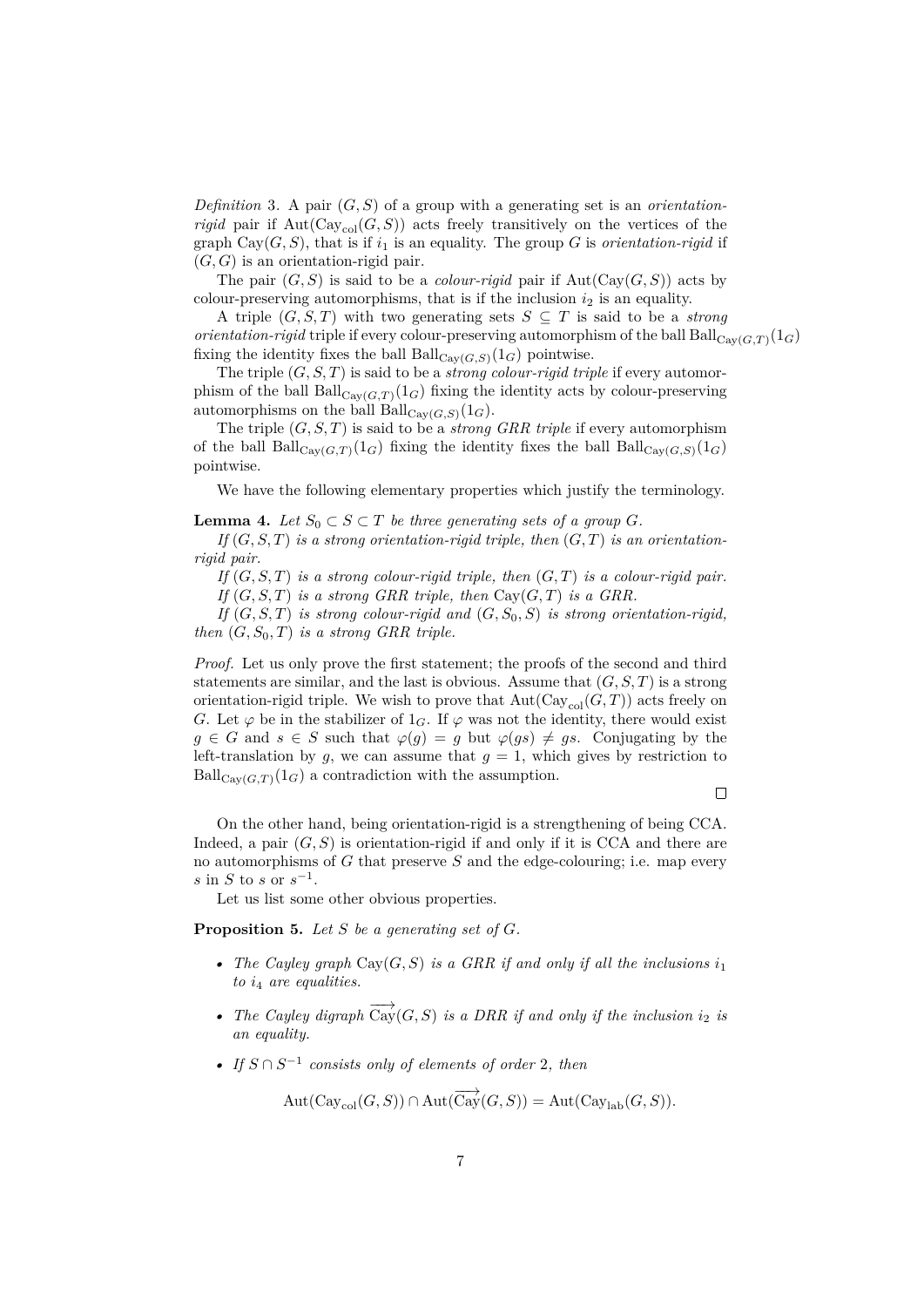*Definition* 3. A pair $(G, S)$ of a group with a generating set is an *orientation-rigid* pair if $\mathrm{Aut}(\mathrm{Cay}_{\mathrm{col}}(G, S))$ acts freely transitively on the vertices of the graph $\mathrm{Cay}(G, S)$, that is if $i_1$ is an equality. The group $G$ is *orientation-rigid* if $(G, G)$ is an orientation-rigid pair.

The pair $(G, S)$ is said to be a *colour-rigid* pair if $\mathrm{Aut}(\mathrm{Cay}(G, S))$ acts by colour-preserving automorphisms, that is if the inclusion $i_2$ is an equality.

A triple $(G, S, T)$ with two generating sets $S \subseteq T$ is said to be a *strong orientation-rigid* triple if every colour-preserving automorphism of the ball $\mathrm{Ball}_{\mathrm{Cay}(G,T)}(1_G)$ fixing the identity fixes the ball $\mathrm{Ball}_{\mathrm{Cay}(G,S)}(1_G)$ pointwise.

The triple $(G, S, T)$ is said to be a *strong colour-rigid triple* if every automorphism of the ball $\mathrm{Ball}_{\mathrm{Cay}(G,T)}(1_G)$ fixing the identity acts by colour-preserving automorphisms on the ball $\mathrm{Ball}_{\mathrm{Cay}(G,S)}(1_G)$.

The triple $(G, S, T)$ is said to be a *strong GRR triple* if every automorphism of the ball $\mathrm{Ball}_{\mathrm{Cay}(G,T)}(1_G)$ fixing the identity fixes the ball $\mathrm{Ball}_{\mathrm{Cay}(G,S)}(1_G)$ pointwise.

We have the following elementary properties which justify the terminology.

**Lemma 4.** *Let $S_0 \subset S \subset T$ be three generating sets of a group $G$.*

*If $(G, S, T)$ is a strong orientation-rigid triple, then $(G, T)$ is an orientation-rigid pair.*

*If $(G, S, T)$ is a strong colour-rigid triple, then $(G, T)$ is a colour-rigid pair.*

*If $(G, S, T)$ is a strong GRR triple, then $\mathrm{Cay}(G, T)$ is a GRR.*

*If $(G, S, T)$ is strong colour-rigid and $(G, S_0, S)$ is strong orientation-rigid, then $(G, S_0, T)$ is a strong GRR triple.*

*Proof.* Let us only prove the first statement; the proofs of the second and third statements are similar, and the last is obvious. Assume that $(G, S, T)$ is a strong orientation-rigid triple. We wish to prove that $\mathrm{Aut}(\mathrm{Cay}_{\mathrm{col}}(G, T))$ acts freely on $G$. Let $\varphi$ be in the stabilizer of $1_G$. If $\varphi$ was not the identity, there would exist $g \in G$ and $s \in S$ such that $\varphi(g) = g$ but $\varphi(gs) \neq gs$. Conjugating by the left-translation by $g$, we can assume that $g = 1$, which gives by restriction to $\mathrm{Ball}_{\mathrm{Cay}(G,T)}(1_G)$ a contradiction with the assumption. □

On the other hand, being orientation-rigid is a strengthening of being CCA. Indeed, a pair $(G, S)$ is orientation-rigid if and only if it is CCA and there are no automorphisms of $G$ that preserve $S$ and the edge-colouring; i.e. map every $s$ in $S$ to $s$ or $s^{-1}$.

Let us list some other obvious properties.

**Proposition 5.** *Let $S$ be a generating set of $G$.*

- *The Cayley graph $\mathrm{Cay}(G, S)$ is a GRR if and only if all the inclusions $i_1$ to $i_4$ are equalities.*
- *The Cayley digraph $\overrightarrow{\mathrm{Cay}}(G, S)$ is a DRR if and only if the inclusion $i_2$ is an equality.*
- *If $S \cap S^{-1}$ consists only of elements of order 2, then*

$$\mathrm{Aut}(\mathrm{Cay}_{\mathrm{col}}(G, S)) \cap \mathrm{Aut}(\overrightarrow{\mathrm{Cay}}(G, S)) = \mathrm{Aut}(\mathrm{Cay}_{\mathrm{lab}}(G, S)).$$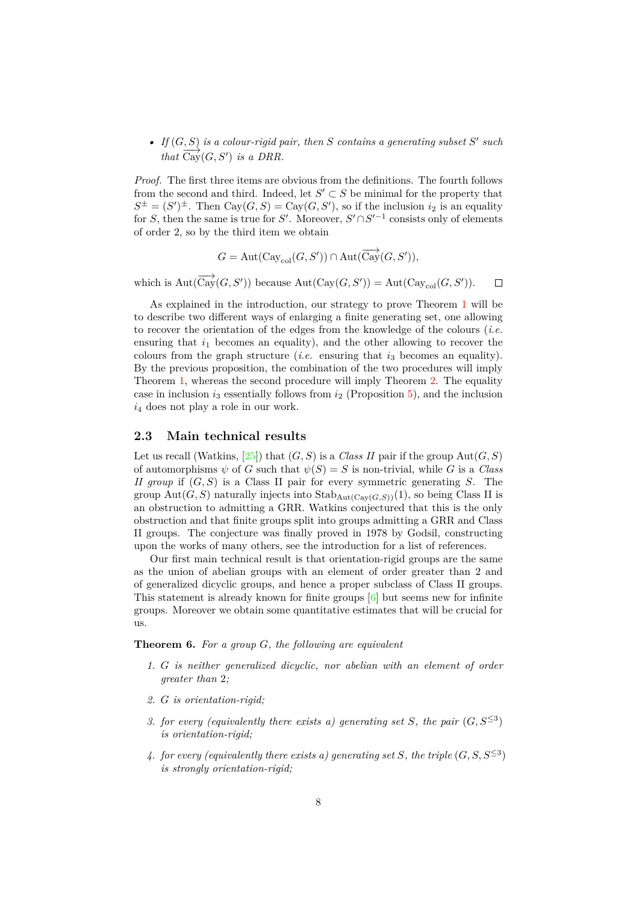- *If $(G, S)$ is a colour-rigid pair, then $S$ contains a generating subset $S'$ such that $\overrightarrow{\mathrm{Cay}}(G, S')$ is a DRR.*

*Proof.* The first three items are obvious from the definitions. The fourth follows from the second and third. Indeed, let $S' \subset S$ be minimal for the property that $S^{\pm} = (S')^{\pm}$. Then $\mathrm{Cay}(G, S) = \mathrm{Cay}(G, S')$, so if the inclusion $i_2$ is an equality for $S$, then the same is true for $S'$. Moreover, $S' \cap S'^{-1}$ consists only of elements of order 2, so by the third item we obtain

$$G = \mathrm{Aut}(\mathrm{Cay}_{\mathrm{col}}(G, S')) \cap \mathrm{Aut}(\overrightarrow{\mathrm{Cay}}(G, S')),$$

which is $\mathrm{Aut}(\overrightarrow{\mathrm{Cay}}(G, S'))$ because $\mathrm{Aut}(\mathrm{Cay}(G, S')) = \mathrm{Aut}(\mathrm{Cay}_{\mathrm{col}}(G, S'))$. $\square$

As explained in the introduction, our strategy to prove Theorem 1 will be to describe two different ways of enlarging a finite generating set, one allowing to recover the orientation of the edges from the knowledge of the colours (*i.e.* ensuring that $i_1$ becomes an equality), and the other allowing to recover the colours from the graph structure (*i.e.* ensuring that $i_3$ becomes an equality). By the previous proposition, the combination of the two procedures will imply Theorem 1, whereas the second procedure will imply Theorem 2. The equality case in inclusion $i_3$ essentially follows from $i_2$ (Proposition 5), and the inclusion $i_4$ does not play a role in our work.

### 2.3 Main technical results

Let us recall (Watkins, [25]) that $(G, S)$ is a *Class II* pair if the group $\mathrm{Aut}(G, S)$ of automorphisms $\psi$ of $G$ such that $\psi(S) = S$ is non-trivial, while $G$ is a *Class II group* if $(G, S)$ is a Class II pair for every symmetric generating $S$. The group $\mathrm{Aut}(G, S)$ naturally injects into $\mathrm{Stab}_{\mathrm{Aut}(\mathrm{Cay}(G,S))}(1)$, so being Class II is an obstruction to admitting a GRR. Watkins conjectured that this is the only obstruction and that finite groups split into groups admitting a GRR and Class II groups. The conjecture was finally proved in 1978 by Godsil, constructing upon the works of many others, see the introduction for a list of references.

Our first main technical result is that orientation-rigid groups are the same as the union of abelian groups with an element of order greater than 2 and of generalized dicyclic groups, and hence a proper subclass of Class II groups. This statement is already known for finite groups [6] but seems new for infinite groups. Moreover we obtain some quantitative estimates that will be crucial for us.

**Theorem 6.** *For a group $G$, the following are equivalent*

1. *$G$ is neither generalized dicyclic, nor abelian with an element of order greater than 2;*
2. *$G$ is orientation-rigid;*
3. *for every (equivalently there exists a) generating set $S$, the pair $(G, S^{\leq 3})$ is orientation-rigid;*
4. *for every (equivalently there exists a) generating set $S$, the triple $(G, S, S^{\leq 3})$ is strongly orientation-rigid;*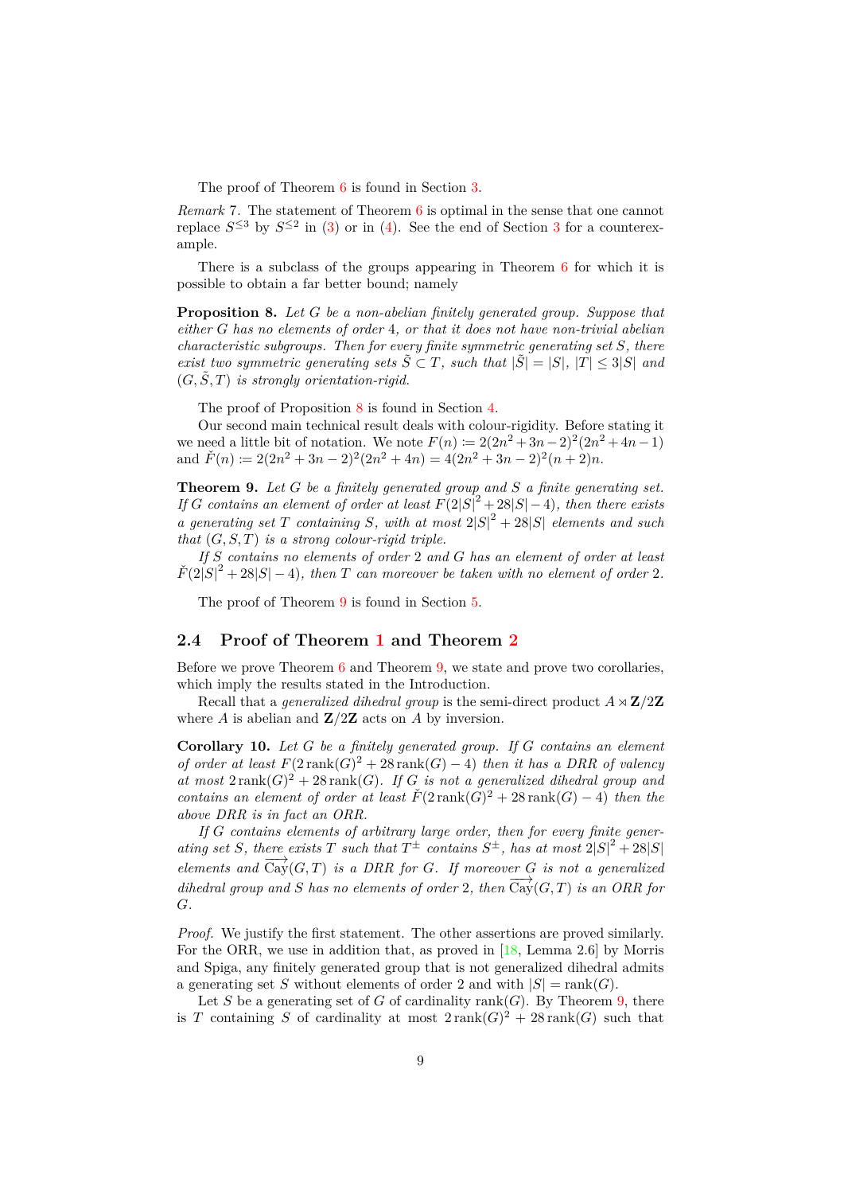The proof of Theorem 6 is found in Section 3.

*Remark* 7. The statement of Theorem 6 is optimal in the sense that one cannot replace $S^{\leq 3}$ by $S^{\leq 2}$ in (3) or in (4). See the end of Section 3 for a counterexample.

There is a subclass of the groups appearing in Theorem 6 for which it is possible to obtain a far better bound; namely

**Proposition 8.** *Let $G$ be a non-abelian finitely generated group. Suppose that either $G$ has no elements of order 4, or that it does not have non-trivial abelian characteristic subgroups. Then for every finite symmetric generating set $S$, there exist two symmetric generating sets $\tilde{S} \subset T$, such that $|\tilde{S}| = |S|$, $|T| \leq 3|S|$ and $(G, \tilde{S}, T)$ is strongly orientation-rigid.*

The proof of Proposition 8 is found in Section 4.

Our second main technical result deals with colour-rigidity. Before stating it we need a little bit of notation. We note $F(n) \coloneqq 2(2n^2+3n-2)^2(2n^2+4n-1)$ and $\check{F}(n) \coloneqq 2(2n^2+3n-2)^2(2n^2+4n) = 4(2n^2+3n-2)^2(n+2)n$.

**Theorem 9.** *Let $G$ be a finitely generated group and $S$ a finite generating set. If $G$ contains an element of order at least $F(2|S|^2+28|S|-4)$, then there exists a generating set $T$ containing $S$, with at most $2|S|^2+28|S|$ elements and such that $(G, S, T)$ is a strong colour-rigid triple.*

*If $S$ contains no elements of order 2 and $G$ has an element of order at least $\check{F}(2|S|^2+28|S|-4)$, then $T$ can moreover be taken with no element of order 2.*

The proof of Theorem 9 is found in Section 5.

## 2.4 Proof of Theorem 1 and Theorem 2

Before we prove Theorem 6 and Theorem 9, we state and prove two corollaries, which imply the results stated in the Introduction.

Recall that a *generalized dihedral group* is the semi-direct product $A \rtimes \mathbf{Z}/2\mathbf{Z}$ where $A$ is abelian and $\mathbf{Z}/2\mathbf{Z}$ acts on $A$ by inversion.

**Corollary 10.** *Let $G$ be a finitely generated group. If $G$ contains an element of order at least $F(2\operatorname{rank}(G)^2+28\operatorname{rank}(G)-4)$ then it has a DRR of valency at most $2\operatorname{rank}(G)^2+28\operatorname{rank}(G)$. If $G$ is not a generalized dihedral group and contains an element of order at least $\check{F}(2\operatorname{rank}(G)^2+28\operatorname{rank}(G)-4)$ then the above DRR is in fact an ORR.*

*If $G$ contains elements of arbitrary large order, then for every finite generating set $S$, there exists $T$ such that $T^{\pm}$ contains $S^{\pm}$, has at most $2|S|^2+28|S|$ elements and $\overrightarrow{\operatorname{Cay}}(G,T)$ is a DRR for $G$. If moreover $G$ is not a generalized dihedral group and $S$ has no elements of order 2, then $\overrightarrow{\operatorname{Cay}}(G,T)$ is an ORR for $G$.*

*Proof.* We justify the first statement. The other assertions are proved similarly. For the ORR, we use in addition that, as proved in [18, Lemma 2.6] by Morris and Spiga, any finitely generated group that is not generalized dihedral admits a generating set $S$ without elements of order 2 and with $|S| = \operatorname{rank}(G)$.

Let $S$ be a generating set of $G$ of cardinality $\operatorname{rank}(G)$. By Theorem 9, there is $T$ containing $S$ of cardinality at most $2\operatorname{rank}(G)^2+28\operatorname{rank}(G)$ such that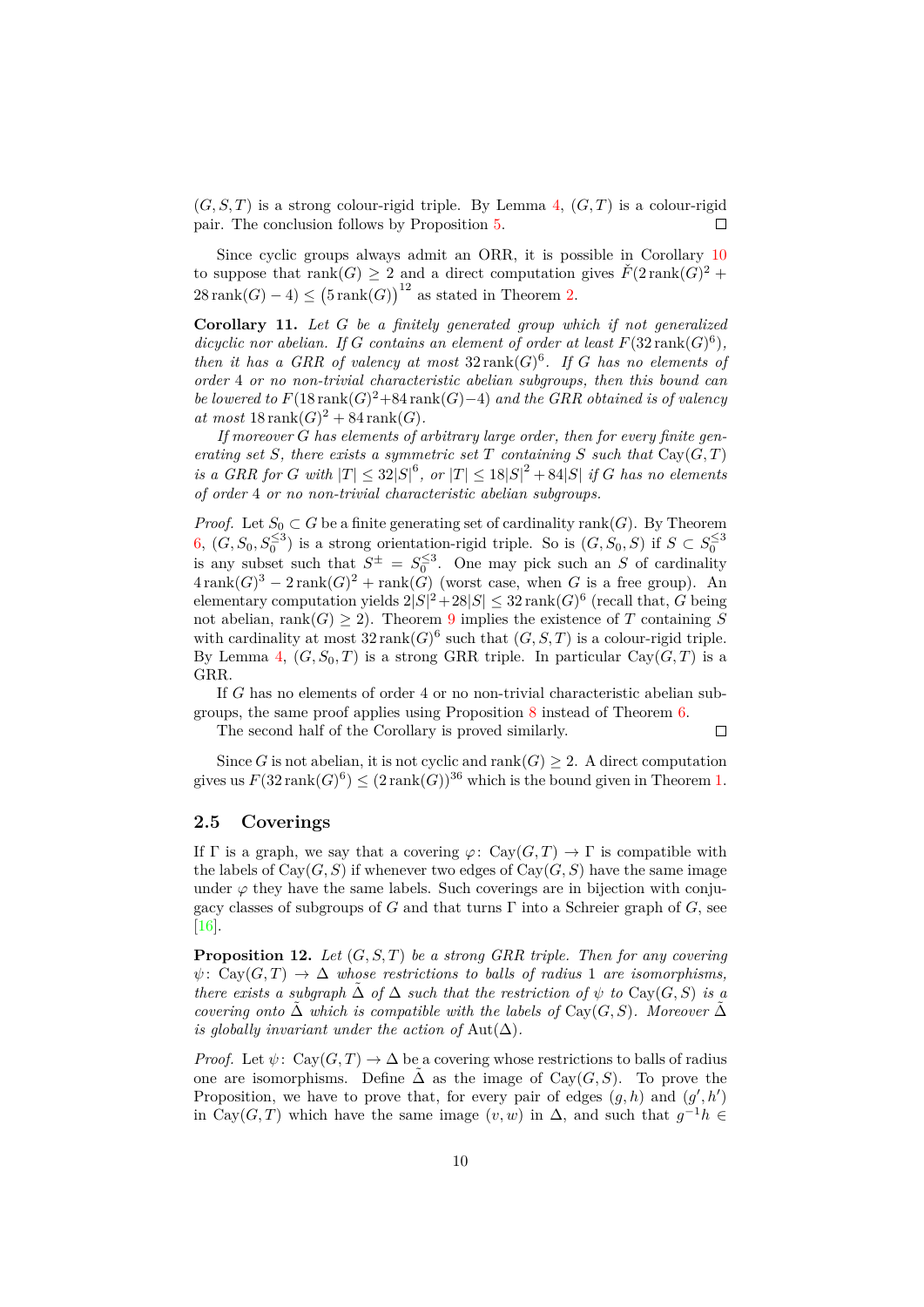$(G, S, T)$ is a strong colour-rigid triple. By Lemma 4, $(G, T)$ is a colour-rigid pair. The conclusion follows by Proposition 5. ☐

Since cyclic groups always admit an ORR, it is possible in Corollary 10 to suppose that $\operatorname{rank}(G) \geq 2$ and a direct computation gives $\check{F}(2\operatorname{rank}(G)^2 + 28\operatorname{rank}(G) - 4) \leq (5\operatorname{rank}(G))^{12}$ as stated in Theorem 2.

**Corollary 11.** *Let $G$ be a finitely generated group which if not generalized dicyclic nor abelian. If $G$ contains an element of order at least $F(32\operatorname{rank}(G)^6)$, then it has a GRR of valency at most $32\operatorname{rank}(G)^6$. If $G$ has no elements of order 4 or no non-trivial characteristic abelian subgroups, then this bound can be lowered to $F(18\operatorname{rank}(G)^2+84\operatorname{rank}(G)-4)$ and the GRR obtained is of valency at most $18\operatorname{rank}(G)^2 + 84\operatorname{rank}(G)$.*

*If moreover $G$ has elements of arbitrary large order, then for every finite generating set $S$, there exists a symmetric set $T$ containing $S$ such that $\operatorname{Cay}(G, T)$ is a GRR for $G$ with $|T| \leq 32|S|^6$, or $|T| \leq 18|S|^2 + 84|S|$ if $G$ has no elements of order 4 or no non-trivial characteristic abelian subgroups.*

*Proof.* Let $S_0 \subset G$ be a finite generating set of cardinality $\operatorname{rank}(G)$. By Theorem 6, $(G, S_0, S_0^{\leq 3})$ is a strong orientation-rigid triple. So is $(G, S_0, S)$ if $S \subset S_0^{\leq 3}$ is any subset such that $S^{\pm} = S_0^{\leq 3}$. One may pick such an $S$ of cardinality $4\operatorname{rank}(G)^3 - 2\operatorname{rank}(G)^2 + \operatorname{rank}(G)$ (worst case, when $G$ is a free group). An elementary computation yields $2|S|^2+28|S| \leq 32\operatorname{rank}(G)^6$ (recall that, $G$ being not abelian, $\operatorname{rank}(G) \geq 2$). Theorem 9 implies the existence of $T$ containing $S$ with cardinality at most $32\operatorname{rank}(G)^6$ such that $(G, S, T)$ is a colour-rigid triple. By Lemma 4, $(G, S_0, T)$ is a strong GRR triple. In particular $\operatorname{Cay}(G, T)$ is a GRR.

If $G$ has no elements of order 4 or no non-trivial characteristic abelian subgroups, the same proof applies using Proposition 8 instead of Theorem 6.

The second half of the Corollary is proved similarly. ☐

Since $G$ is not abelian, it is not cyclic and $\operatorname{rank}(G) \geq 2$. A direct computation gives us $F(32\operatorname{rank}(G)^6) \leq (2\operatorname{rank}(G))^{36}$ which is the bound given in Theorem 1.

### 2.5 Coverings

If $\Gamma$ is a graph, we say that a covering $\varphi\colon \operatorname{Cay}(G, T) \to \Gamma$ is compatible with the labels of $\operatorname{Cay}(G, S)$ if whenever two edges of $\operatorname{Cay}(G, S)$ have the same image under $\varphi$ they have the same labels. Such coverings are in bijection with conjugacy classes of subgroups of $G$ and that turns $\Gamma$ into a Schreier graph of $G$, see [16].

**Proposition 12.** *Let $(G, S, T)$ be a strong GRR triple. Then for any covering $\psi\colon \operatorname{Cay}(G, T) \to \Delta$ whose restrictions to balls of radius 1 are isomorphisms, there exists a subgraph $\tilde{\Delta}$ of $\Delta$ such that the restriction of $\psi$ to $\operatorname{Cay}(G, S)$ is a covering onto $\tilde{\Delta}$ which is compatible with the labels of $\operatorname{Cay}(G, S)$. Moreover $\tilde{\Delta}$ is globally invariant under the action of $\operatorname{Aut}(\Delta)$.*

*Proof.* Let $\psi\colon \operatorname{Cay}(G, T) \to \Delta$ be a covering whose restrictions to balls of radius one are isomorphisms. Define $\tilde{\Delta}$ as the image of $\operatorname{Cay}(G, S)$. To prove the Proposition, we have to prove that, for every pair of edges $(g, h)$ and $(g', h')$ in $\operatorname{Cay}(G, T)$ which have the same image $(v, w)$ in $\Delta$, and such that $g^{-1}h \in$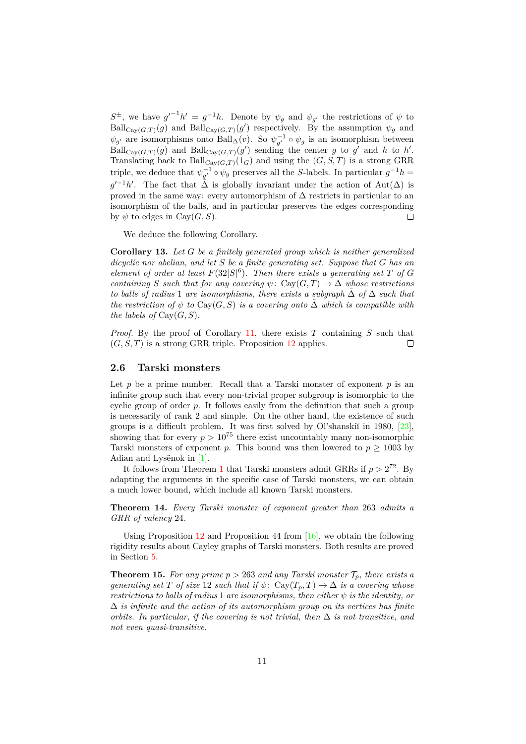$S^{\pm}$, we have $g'^{-1}h' = g^{-1}h$. Denote by $\psi_g$ and $\psi_{g'}$ the restrictions of $\psi$ to $\mathrm{Ball}_{\mathrm{Cay}(G,T)}(g)$ and $\mathrm{Ball}_{\mathrm{Cay}(G,T)}(g')$ respectively. By the assumption $\psi_g$ and $\psi_{g'}$ are isomorphisms onto $\mathrm{Ball}_{\Delta}(v)$. So $\psi_{g'}^{-1} \circ \psi_g$ is an isomorphism between $\mathrm{Ball}_{\mathrm{Cay}(G,T)}(g)$ and $\mathrm{Ball}_{\mathrm{Cay}(G,T)}(g')$ sending the center $g$ to $g'$ and $h$ to $h'$. Translating back to $\mathrm{Ball}_{\mathrm{Cay}(G,T)}(1_G)$ and using the $(G, S, T)$ is a strong GRR triple, we deduce that $\psi_{g'}^{-1} \circ \psi_g$ preserves all the $S$-labels. In particular $g^{-1}h = g'^{-1}h'$. The fact that $\tilde{\Delta}$ is globally invariant under the action of $\mathrm{Aut}(\Delta)$ is proved in the same way: every automorphism of $\Delta$ restricts in particular to an isomorphism of the balls, and in particular preserves the edges corresponding by $\psi$ to edges in $\mathrm{Cay}(G, S)$. □

We deduce the following Corollary.

**Corollary 13.** *Let $G$ be a finitely generated group which is neither generalized dicyclic nor abelian, and let $S$ be a finite generating set. Suppose that $G$ has an element of order at least $F(32|S|^6)$. Then there exists a generating set $T$ of $G$ containing $S$ such that for any covering $\psi\colon \mathrm{Cay}(G, T) \to \Delta$ whose restrictions to balls of radius 1 are isomorphisms, there exists a subgraph $\tilde{\Delta}$ of $\Delta$ such that the restriction of $\psi$ to $\mathrm{Cay}(G, S)$ is a covering onto $\tilde{\Delta}$ which is compatible with the labels of $\mathrm{Cay}(G, S)$.*

*Proof.* By the proof of Corollary 11, there exists $T$ containing $S$ such that $(G, S, T)$ is a strong GRR triple. Proposition 12 applies. □

### 2.6 Tarski monsters

Let $p$ be a prime number. Recall that a Tarski monster of exponent $p$ is an infinite group such that every non-trivial proper subgroup is isomorphic to the cyclic group of order $p$. It follows easily from the definition that such a group is necessarily of rank 2 and simple. On the other hand, the existence of such groups is a difficult problem. It was first solved by Ol'shanskiĭ in 1980, [23], showing that for every $p > 10^{75}$ there exist uncountably many non-isomorphic Tarski monsters of exponent $p$. This bound was then lowered to $p \geq 1003$ by Adian and Lysënok in [1].

It follows from Theorem 1 that Tarski monsters admit GRRs if $p > 2^{72}$. By adapting the arguments in the specific case of Tarski monsters, we can obtain a much lower bound, which include all known Tarski monsters.

**Theorem 14.** *Every Tarski monster of exponent greater than 263 admits a GRR of valency 24.*

Using Proposition 12 and Proposition 44 from [16], we obtain the following rigidity results about Cayley graphs of Tarski monsters. Both results are proved in Section 5.

**Theorem 15.** *For any prime $p > 263$ and any Tarski monster $\mathcal{T}_p$, there exists a generating set $T$ of size 12 such that if $\psi\colon \mathrm{Cay}(\mathcal{T}_p, T) \to \Delta$ is a covering whose restrictions to balls of radius 1 are isomorphisms, then either $\psi$ is the identity, or $\Delta$ is infinite and the action of its automorphism group on its vertices has finite orbits. In particular, if the covering is not trivial, then $\Delta$ is not transitive, and not even quasi-transitive.*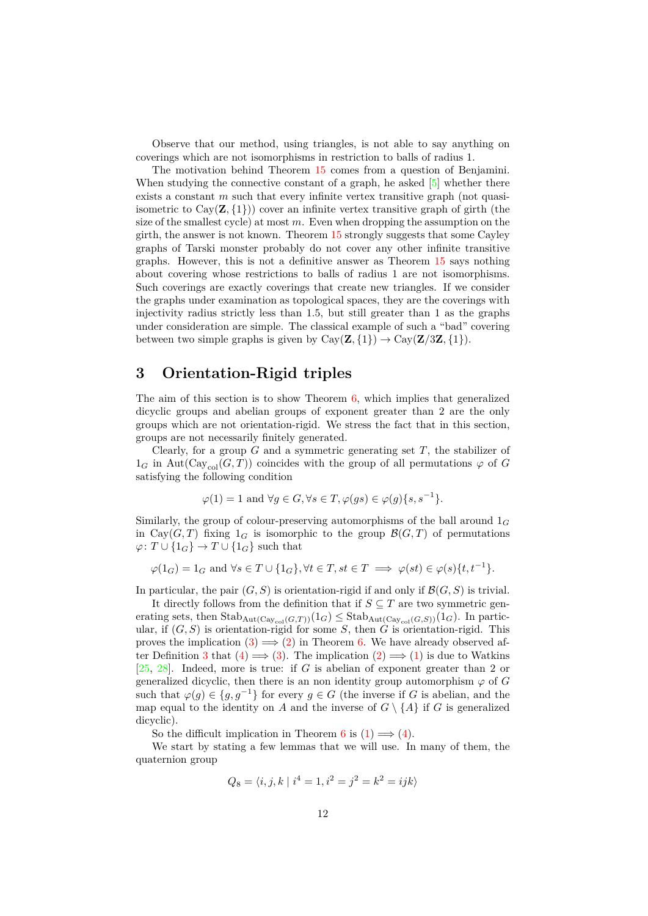Observe that our method, using triangles, is not able to say anything on coverings which are not isomorphisms in restriction to balls of radius 1.

The motivation behind Theorem 15 comes from a question of Benjamini. When studying the connective constant of a graph, he asked [5] whether there exists a constant $m$ such that every infinite vertex transitive graph (not quasi-isometric to $\mathrm{Cay}(\mathbf{Z}, \{1\})$) cover an infinite vertex transitive graph of girth (the size of the smallest cycle) at most $m$. Even when dropping the assumption on the girth, the answer is not known. Theorem 15 strongly suggests that some Cayley graphs of Tarski monster probably do not cover any other infinite transitive graphs. However, this is not a definitive answer as Theorem 15 says nothing about covering whose restrictions to balls of radius 1 are not isomorphisms. Such coverings are exactly coverings that create new triangles. If we consider the graphs under examination as topological spaces, they are the coverings with injectivity radius strictly less than 1.5, but still greater than 1 as the graphs under consideration are simple. The classical example of such a "bad" covering between two simple graphs is given by $\mathrm{Cay}(\mathbf{Z}, \{1\}) \to \mathrm{Cay}(\mathbf{Z}/3\mathbf{Z}, \{1\})$.

## 3 Orientation-Rigid triples

The aim of this section is to show Theorem 6, which implies that generalized dicyclic groups and abelian groups of exponent greater than 2 are the only groups which are not orientation-rigid. We stress the fact that in this section, groups are not necessarily finitely generated.

Clearly, for a group $G$ and a symmetric generating set $T$, the stabilizer of $1_G$ in $\mathrm{Aut}(\mathrm{Cay}_{\mathrm{col}}(G,T))$ coincides with the group of all permutations $\varphi$ of $G$ satisfying the following condition

$$\varphi(1) = 1 \text{ and } \forall g \in G, \forall s \in T, \varphi(gs) \in \varphi(g)\{s, s^{-1}\}.$$

Similarly, the group of colour-preserving automorphisms of the ball around $1_G$ in $\mathrm{Cay}(G,T)$ fixing $1_G$ is isomorphic to the group $\mathcal{B}(G,T)$ of permutations $\varphi\colon T \cup \{1_G\} \to T \cup \{1_G\}$ such that

$$\varphi(1_G) = 1_G \text{ and } \forall s \in T \cup \{1_G\}, \forall t \in T, st \in T \implies \varphi(st) \in \varphi(s)\{t, t^{-1}\}.$$

In particular, the pair $(G,S)$ is orientation-rigid if and only if $\mathcal{B}(G,S)$ is trivial.

It directly follows from the definition that if $S \subseteq T$ are two symmetric generating sets, then $\mathrm{Stab}_{\mathrm{Aut}(\mathrm{Cay}_{\mathrm{col}}(G,T))}(1_G) \leq \mathrm{Stab}_{\mathrm{Aut}(\mathrm{Cay}_{\mathrm{col}}(G,S))}(1_G)$. In particular, if $(G,S)$ is orientation-rigid for some $S$, then $G$ is orientation-rigid. This proves the implication (3) $\implies$ (2) in Theorem 6. We have already observed after Definition 3 that (4) $\implies$ (3). The implication (2) $\implies$ (1) is due to Watkins [25, 28]. Indeed, more is true: if $G$ is abelian of exponent greater than 2 or generalized dicyclic, then there is an non identity group automorphism $\varphi$ of $G$ such that $\varphi(g) \in \{g, g^{-1}\}$ for every $g \in G$ (the inverse if $G$ is abelian, and the map equal to the identity on $A$ and the inverse of $G \setminus \{A\}$ if $G$ is generalized dicyclic).

So the difficult implication in Theorem 6 is (1) $\implies$ (4).

We start by stating a few lemmas that we will use. In many of them, the quaternion group

$$Q_8 = \langle i, j, k \mid i^4 = 1, i^2 = j^2 = k^2 = ijk \rangle$$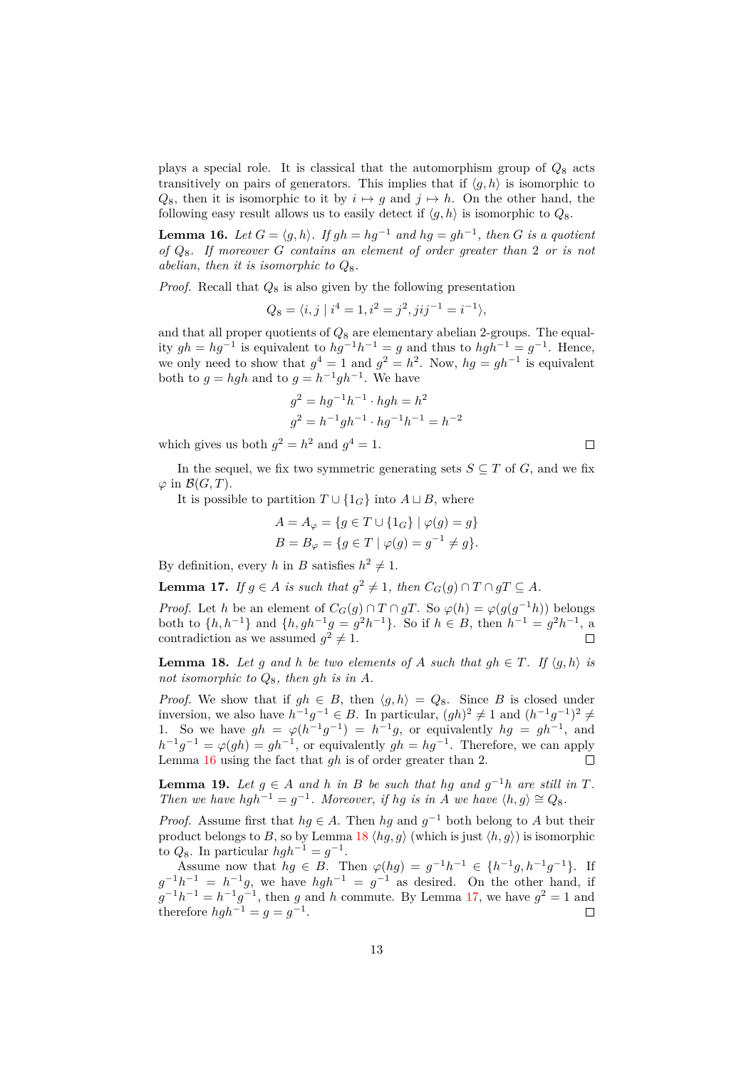plays a special role. It is classical that the automorphism group of $Q_8$ acts transitively on pairs of generators. This implies that if $\langle g, h\rangle$ is isomorphic to $Q_8$, then it is isomorphic to it by $i \mapsto g$ and $j \mapsto h$. On the other hand, the following easy result allows us to easily detect if $\langle g, h\rangle$ is isomorphic to $Q_8$.

**Lemma 16.** *Let $G = \langle g, h\rangle$. If $gh = hg^{-1}$ and $hg = gh^{-1}$, then $G$ is a quotient of $Q_8$. If moreover $G$ contains an element of order greater than 2 or is not abelian, then it is isomorphic to $Q_8$.*

*Proof.* Recall that $Q_8$ is also given by the following presentation

$$Q_8 = \langle i, j \mid i^4 = 1, i^2 = j^2, jij^{-1} = i^{-1}\rangle,$$

and that all proper quotients of $Q_8$ are elementary abelian 2-groups. The equality $gh = hg^{-1}$ is equivalent to $hg^{-1}h^{-1} = g$ and thus to $hgh^{-1} = g^{-1}$. Hence, we only need to show that $g^4 = 1$ and $g^2 = h^2$. Now, $hg = gh^{-1}$ is equivalent both to $g = hgh$ and to $g = h^{-1}gh^{-1}$. We have

$$g^2 = hg^{-1}h^{-1} \cdot hgh = h^2$$
$$g^2 = h^{-1}gh^{-1} \cdot hg^{-1}h^{-1} = h^{-2}$$

which gives us both $g^2 = h^2$ and $g^4 = 1$. ◻

In the sequel, we fix two symmetric generating sets $S \subseteq T$ of $G$, and we fix $\varphi$ in $\mathcal{B}(G, T)$.

It is possible to partition $T \cup \{1_G\}$ into $A \sqcup B$, where

$$A = A_\varphi = \{g \in T \cup \{1_G\} \mid \varphi(g) = g\}$$
$$B = B_\varphi = \{g \in T \mid \varphi(g) = g^{-1} \neq g\}.$$

By definition, every $h$ in $B$ satisfies $h^2 \neq 1$.

**Lemma 17.** *If $g \in A$ is such that $g^2 \neq 1$, then $C_G(g) \cap T \cap gT \subseteq A$.*

*Proof.* Let $h$ be an element of $C_G(g) \cap T \cap gT$. So $\varphi(h) = \varphi(g(g^{-1}h))$ belongs both to $\{h, h^{-1}\}$ and $\{h, gh^{-1}g = g^2h^{-1}\}$. So if $h \in B$, then $h^{-1} = g^2h^{-1}$, a contradiction as we assumed $g^2 \neq 1$. ◻

**Lemma 18.** *Let $g$ and $h$ be two elements of $A$ such that $gh \in T$. If $\langle g, h\rangle$ is not isomorphic to $Q_8$, then $gh$ is in $A$.*

*Proof.* We show that if $gh \in B$, then $\langle g, h\rangle = Q_8$. Since $B$ is closed under inversion, we also have $h^{-1}g^{-1} \in B$. In particular, $(gh)^2 \neq 1$ and $(h^{-1}g^{-1})^2 \neq 1$. So we have $gh = \varphi(h^{-1}g^{-1}) = h^{-1}g$, or equivalently $hg = gh^{-1}$, and $h^{-1}g^{-1} = \varphi(gh) = gh^{-1}$, or equivalently $gh = hg^{-1}$. Therefore, we can apply Lemma 16 using the fact that $gh$ is of order greater than 2. ◻

**Lemma 19.** *Let $g \in A$ and $h$ in $B$ be such that $hg$ and $g^{-1}h$ are still in $T$. Then we have $hgh^{-1} = g^{-1}$. Moreover, if $hg$ is in $A$ we have $\langle h, g\rangle \cong Q_8$.*

*Proof.* Assume first that $hg \in A$. Then $hg$ and $g^{-1}$ both belong to $A$ but their product belongs to $B$, so by Lemma 18 $\langle hg, g\rangle$ (which is just $\langle h, g\rangle$) is isomorphic to $Q_8$. In particular $hgh^{-1} = g^{-1}$.

Assume now that $hg \in B$. Then $\varphi(hg) = g^{-1}h^{-1} \in \{h^{-1}g, h^{-1}g^{-1}\}$. If $g^{-1}h^{-1} = h^{-1}g$, we have $hgh^{-1} = g^{-1}$ as desired. On the other hand, if $g^{-1}h^{-1} = h^{-1}g^{-1}$, then $g$ and $h$ commute. By Lemma 17, we have $g^2 = 1$ and therefore $hgh^{-1} = g = g^{-1}$. ◻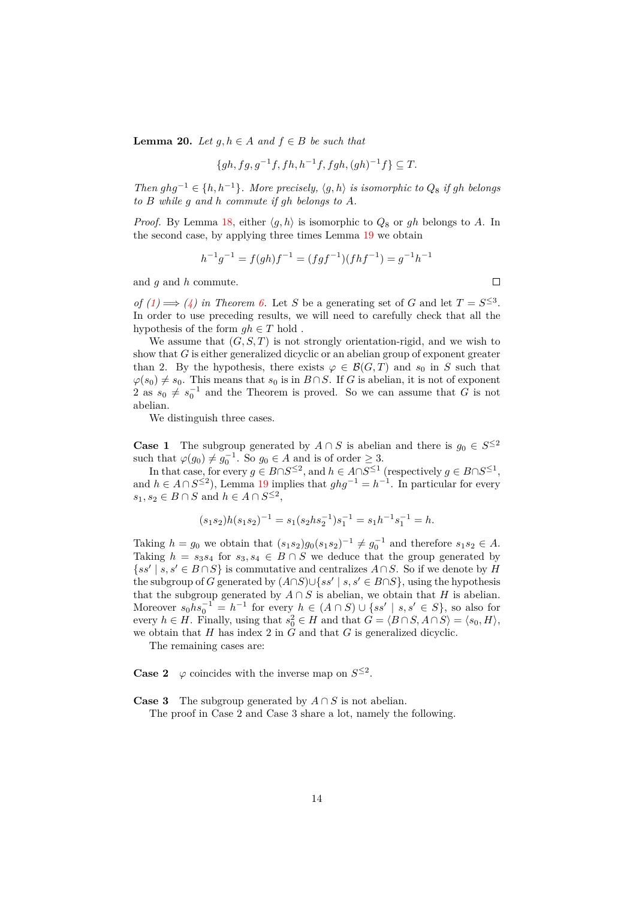**Lemma 20.** *Let $g, h \in A$ and $f \in B$ be such that*

$$\{gh, fg, g^{-1}f, fh, h^{-1}f, fgh, (gh)^{-1}f\} \subseteq T.$$

*Then $ghg^{-1} \in \{h, h^{-1}\}$. More precisely, $\langle g, h\rangle$ is isomorphic to $Q_8$ if $gh$ belongs to $B$ while $g$ and $h$ commute if $gh$ belongs to $A$.*

*Proof.* By Lemma 18, either $\langle g, h\rangle$ is isomorphic to $Q_8$ or $gh$ belongs to $A$. In the second case, by applying three times Lemma 19 we obtain

$$h^{-1}g^{-1} = f(gh)f^{-1} = (fgf^{-1})(fhf^{-1}) = g^{-1}h^{-1}$$

and $g$ and $h$ commute. □

*of (1) $\Longrightarrow$ (4) in Theorem 6.* Let $S$ be a generating set of $G$ and let $T = S^{\leq 3}$. In order to use preceding results, we will need to carefully check that all the hypothesis of the form $gh \in T$ hold .

We assume that $(G, S, T)$ is not strongly orientation-rigid, and we wish to show that $G$ is either generalized dicyclic or an abelian group of exponent greater than 2. By the hypothesis, there exists $\varphi \in \mathcal{B}(G, T)$ and $s_0$ in $S$ such that $\varphi(s_0) \neq s_0$. This means that $s_0$ is in $B \cap S$. If $G$ is abelian, it is not of exponent 2 as $s_0 \neq s_0^{-1}$ and the Theorem is proved. So we can assume that $G$ is not abelian.

We distinguish three cases.

**Case 1** The subgroup generated by $A \cap S$ is abelian and there is $g_0 \in S^{\leq 2}$ such that $\varphi(g_0) \neq g_0^{-1}$. So $g_0 \in A$ and is of order $\geq 3$.

In that case, for every $g \in B \cap S^{\leq 2}$, and $h \in A \cap S^{\leq 1}$ (respectively $g \in B \cap S^{\leq 1}$, and $h \in A \cap S^{\leq 2}$), Lemma 19 implies that $ghg^{-1} = h^{-1}$. In particular for every $s_1, s_2 \in B \cap S$ and $h \in A \cap S^{\leq 2}$,

$$(s_1 s_2)h(s_1 s_2)^{-1} = s_1(s_2 h s_2^{-1})s_1^{-1} = s_1 h^{-1} s_1^{-1} = h.$$

Taking $h = g_0$ we obtain that $(s_1 s_2)g_0(s_1 s_2)^{-1} \neq g_0^{-1}$ and therefore $s_1 s_2 \in A$. Taking $h = s_3 s_4$ for $s_3, s_4 \in B \cap S$ we deduce that the group generated by $\{ss' \mid s, s' \in B \cap S\}$ is commutative and centralizes $A \cap S$. So if we denote by $H$ the subgroup of $G$ generated by $(A \cap S) \cup \{ss' \mid s, s' \in B \cap S\}$, using the hypothesis that the subgroup generated by $A \cap S$ is abelian, we obtain that $H$ is abelian. Moreover $s_0 h s_0^{-1} = h^{-1}$ for every $h \in (A \cap S) \cup \{ss' \mid s, s' \in S\}$, so also for every $h \in H$. Finally, using that $s_0^2 \in H$ and that $G = \langle B \cap S, A \cap S\rangle = \langle s_0, H\rangle$, we obtain that $H$ has index 2 in $G$ and that $G$ is generalized dicyclic.

The remaining cases are:

**Case 2** $\varphi$ coincides with the inverse map on $S^{\leq 2}$.

**Case 3** The subgroup generated by $A \cap S$ is not abelian.

The proof in Case 2 and Case 3 share a lot, namely the following.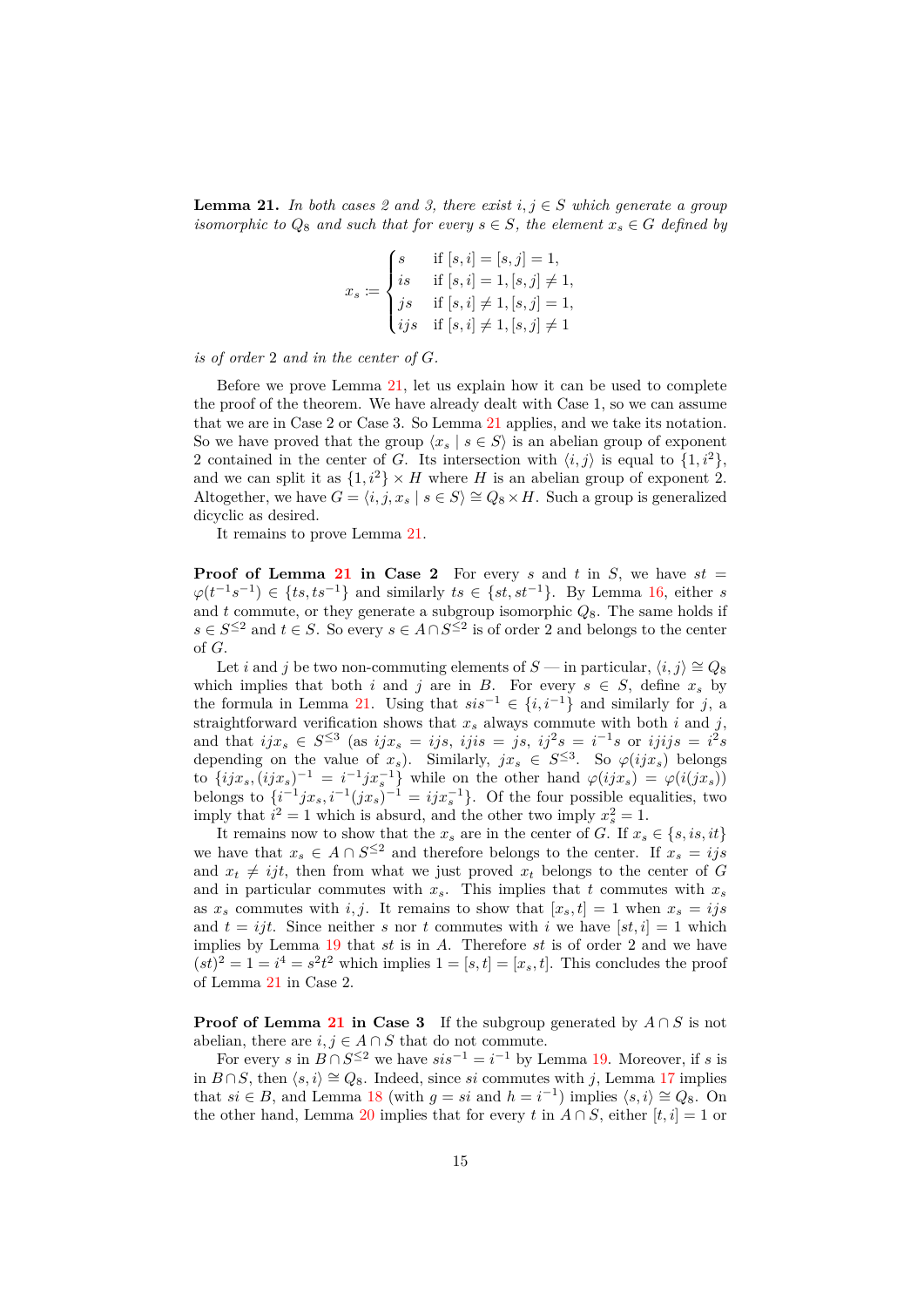**Lemma 21.** *In both cases 2 and 3, there exist $i, j \in S$ which generate a group isomorphic to $Q_8$ and such that for every $s \in S$, the element $x_s \in G$ defined by*

$$x_s := \begin{cases} s & \text{if } [s,i] = [s,j] = 1, \\ is & \text{if } [s,i] = 1, [s,j] \neq 1, \\ js & \text{if } [s,i] \neq 1, [s,j] = 1, \\ ijs & \text{if } [s,i] \neq 1, [s,j] \neq 1 \end{cases}$$

*is of order 2 and in the center of $G$.*

Before we prove Lemma 21, let us explain how it can be used to complete the proof of the theorem. We have already dealt with Case 1, so we can assume that we are in Case 2 or Case 3. So Lemma 21 applies, and we take its notation. So we have proved that the group $\langle x_s \mid s \in S\rangle$ is an abelian group of exponent 2 contained in the center of $G$. Its intersection with $\langle i, j\rangle$ is equal to $\{1, i^2\}$, and we can split it as $\{1, i^2\} \times H$ where $H$ is an abelian group of exponent 2. Altogether, we have $G = \langle i, j, x_s \mid s \in S\rangle \cong Q_8 \times H$. Such a group is generalized dicyclic as desired.

It remains to prove Lemma 21.

**Proof of Lemma 21 in Case 2** For every $s$ and $t$ in $S$, we have $st = \varphi(t^{-1}s^{-1}) \in \{ts, ts^{-1}\}$ and similarly $ts \in \{st, st^{-1}\}$. By Lemma 16, either $s$ and $t$ commute, or they generate a subgroup isomorphic $Q_8$. The same holds if $s \in S^{\leq 2}$ and $t \in S$. So every $s \in A \cap S^{\leq 2}$ is of order 2 and belongs to the center of $G$.

Let $i$ and $j$ be two non-commuting elements of $S$ — in particular, $\langle i, j\rangle \cong Q_8$ which implies that both $i$ and $j$ are in $B$. For every $s \in S$, define $x_s$ by the formula in Lemma 21. Using that $sis^{-1} \in \{i, i^{-1}\}$ and similarly for $j$, a straightforward verification shows that $x_s$ always commute with both $i$ and $j$, and that $ijx_s \in S^{\leq 3}$ (as $ijx_s = ijs$, $ijis = js$, $ij^2s = i^{-1}s$ or $ijijs = i^2s$ depending on the value of $x_s$). Similarly, $jx_s \in S^{\leq 3}$. So $\varphi(ijx_s)$ belongs to $\{ijx_s, (ijx_s)^{-1} = i^{-1}jx_s^{-1}\}$ while on the other hand $\varphi(ijx_s) = \varphi(i(jx_s))$ belongs to $\{i^{-1}jx_s, i^{-1}(jx_s)^{-1} = ijx_s^{-1}\}$. Of the four possible equalities, two imply that $i^2 = 1$ which is absurd, and the other two imply $x_s^2 = 1$.

It remains now to show that the $x_s$ are in the center of $G$. If $x_s \in \{s, is, it\}$ we have that $x_s \in A \cap S^{\leq 2}$ and therefore belongs to the center. If $x_s = ijs$ and $x_t \neq ijt$, then from what we just proved $x_t$ belongs to the center of $G$ and in particular commutes with $x_s$. This implies that $t$ commutes with $x_s$ as $x_s$ commutes with $i, j$. It remains to show that $[x_s, t] = 1$ when $x_s = ijs$ and $t = ijt$. Since neither $s$ nor $t$ commutes with $i$ we have $[st, i] = 1$ which implies by Lemma 19 that $st$ is in $A$. Therefore $st$ is of order 2 and we have $(st)^2 = 1 = i^4 = s^2t^2$ which implies $1 = [s, t] = [x_s, t]$. This concludes the proof of Lemma 21 in Case 2.

**Proof of Lemma 21 in Case 3** If the subgroup generated by $A \cap S$ is not abelian, there are $i, j \in A \cap S$ that do not commute.

For every $s$ in $B \cap S^{\leq 2}$ we have $sis^{-1} = i^{-1}$ by Lemma 19. Moreover, if $s$ is in $B \cap S$, then $\langle s, i\rangle \cong Q_8$. Indeed, since $si$ commutes with $j$, Lemma 17 implies that $si \in B$, and Lemma 18 (with $g = si$ and $h = i^{-1}$) implies $\langle s, i\rangle \cong Q_8$. On the other hand, Lemma 20 implies that for every $t$ in $A \cap S$, either $[t, i] = 1$ or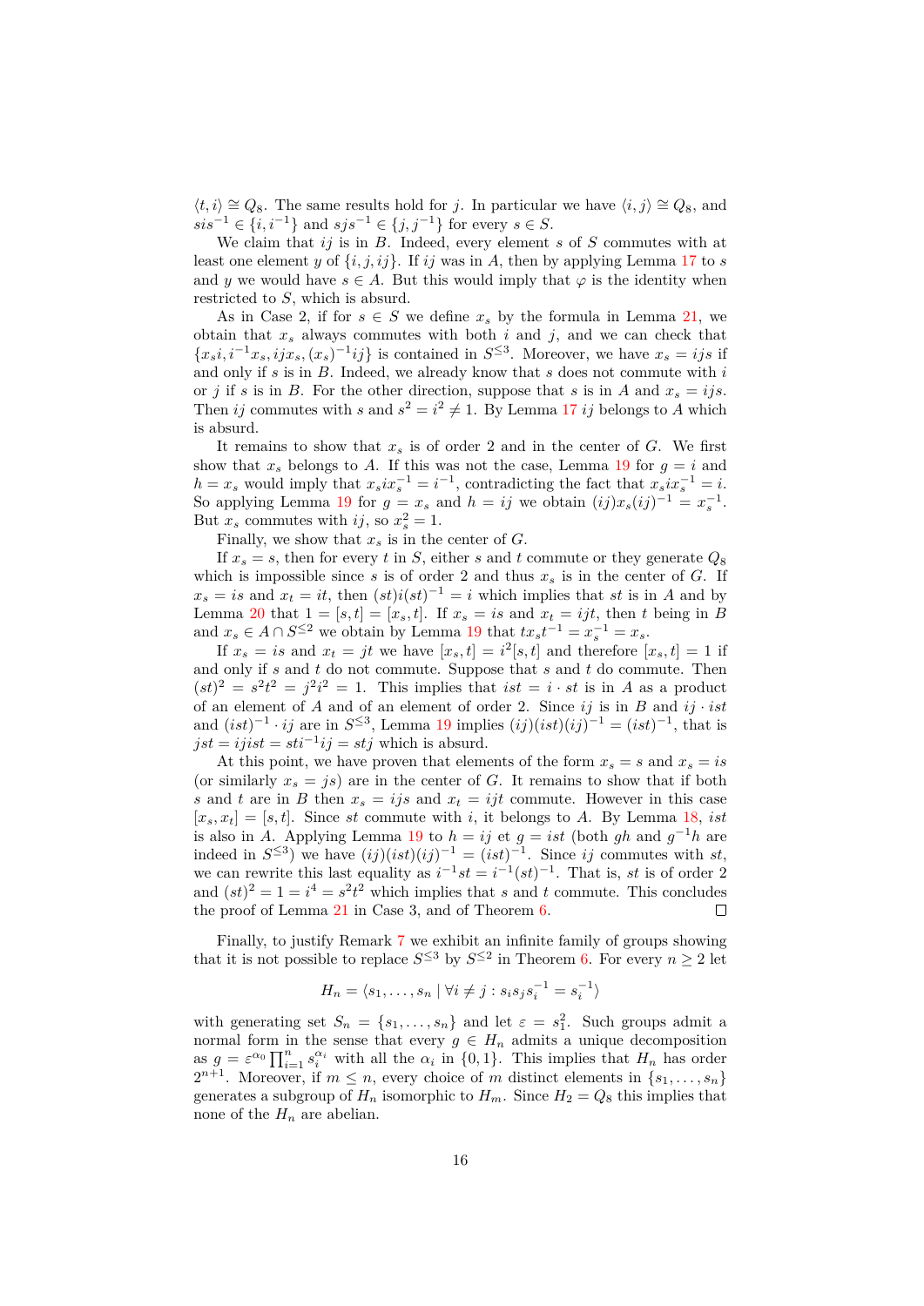$\langle t, i\rangle \cong Q_8$. The same results hold for $j$. In particular we have $\langle i, j\rangle \cong Q_8$, and $sis^{-1} \in \{i, i^{-1}\}$ and $sjs^{-1} \in \{j, j^{-1}\}$ for every $s \in S$.

We claim that $ij$ is in $B$. Indeed, every element $s$ of $S$ commutes with at least one element $y$ of $\{i, j, ij\}$. If $ij$ was in $A$, then by applying Lemma 17 to $s$ and $y$ we would have $s \in A$. But this would imply that $\varphi$ is the identity when restricted to $S$, which is absurd.

As in Case 2, if for $s \in S$ we define $x_s$ by the formula in Lemma 21, we obtain that $x_s$ always commutes with both $i$ and $j$, and we can check that $\{x_s i, i^{-1}x_s, ijx_s, (x_s)^{-1}ij\}$ is contained in $S^{\leq 3}$. Moreover, we have $x_s = ijs$ if and only if $s$ is in $B$. Indeed, we already know that $s$ does not commute with $i$ or $j$ if $s$ is in $B$. For the other direction, suppose that $s$ is in $A$ and $x_s = ijs$. Then $ij$ commutes with $s$ and $s^2 = i^2 \neq 1$. By Lemma 17 $ij$ belongs to $A$ which is absurd.

It remains to show that $x_s$ is of order 2 and in the center of $G$. We first show that $x_s$ belongs to $A$. If this was not the case, Lemma 19 for $g = i$ and $h = x_s$ would imply that $x_s i x_s^{-1} = i^{-1}$, contradicting the fact that $x_s i x_s^{-1} = i$. So applying Lemma 19 for $g = x_s$ and $h = ij$ we obtain $(ij)x_s(ij)^{-1} = x_s^{-1}$. But $x_s$ commutes with $ij$, so $x_s^2 = 1$.

Finally, we show that $x_s$ is in the center of $G$.

If $x_s = s$, then for every $t$ in $S$, either $s$ and $t$ commute or they generate $Q_8$ which is impossible since $s$ is of order 2 and thus $x_s$ is in the center of $G$. If $x_s = is$ and $x_t = it$, then $(st)i(st)^{-1} = i$ which implies that $st$ is in $A$ and by Lemma 20 that $1 = [s,t] = [x_s, t]$. If $x_s = is$ and $x_t = ijt$, then $t$ being in $B$ and $x_s \in A \cap S^{\leq 2}$ we obtain by Lemma 19 that $tx_s t^{-1} = x_s^{-1} = x_s$.

If $x_s = is$ and $x_t = jt$ we have $[x_s, t] = i^2[s,t]$ and therefore $[x_s, t] = 1$ if and only if $s$ and $t$ do not commute. Suppose that $s$ and $t$ do commute. Then $(st)^2 = s^2t^2 = j^2 i^2 = 1$. This implies that $ist = i \cdot st$ is in $A$ as a product of an element of $A$ and of an element of order 2. Since $ij$ is in $B$ and $ij \cdot ist$ and $(ist)^{-1} \cdot ij$ are in $S^{\leq 3}$, Lemma 19 implies $(ij)(ist)(ij)^{-1} = (ist)^{-1}$, that is $jst = ijist = sti^{-1}ij = stj$ which is absurd.

At this point, we have proven that elements of the form $x_s = s$ and $x_s = is$ (or similarly $x_s = js$) are in the center of $G$. It remains to show that if both $s$ and $t$ are in $B$ then $x_s = ijs$ and $x_t = ijt$ commute. However in this case $[x_s, x_t] = [s,t]$. Since $st$ commute with $i$, it belongs to $A$. By Lemma 18, $ist$ is also in $A$. Applying Lemma 19 to $h = ij$ et $g = ist$ (both $gh$ and $g^{-1}h$ are indeed in $S^{\leq 3}$) we have $(ij)(ist)(ij)^{-1} = (ist)^{-1}$. Since $ij$ commutes with $st$, we can rewrite this last equality as $i^{-1}st = i^{-1}(st)^{-1}$. That is, $st$ is of order 2 and $(st)^2 = 1 = i^4 = s^2t^2$ which implies that $s$ and $t$ commute. This concludes the proof of Lemma 21 in Case 3, and of Theorem 6. $\square$

Finally, to justify Remark 7 we exhibit an infinite family of groups showing that it is not possible to replace $S^{\leq 3}$ by $S^{\leq 2}$ in Theorem 6. For every $n \geq 2$ let

$$H_n = \langle s_1, \ldots, s_n \mid \forall i \neq j : s_i s_j s_i^{-1} = s_i^{-1} \rangle$$

with generating set $S_n = \{s_1, \ldots, s_n\}$ and let $\varepsilon = s_1^2$. Such groups admit a normal form in the sense that every $g \in H_n$ admits a unique decomposition as $g = \varepsilon^{\alpha_0} \prod_{i=1}^n s_i^{\alpha_i}$ with all the $\alpha_i$ in $\{0,1\}$. This implies that $H_n$ has order $2^{n+1}$. Moreover, if $m \leq n$, every choice of $m$ distinct elements in $\{s_1, \ldots, s_n\}$ generates a subgroup of $H_n$ isomorphic to $H_m$. Since $H_2 = Q_8$ this implies that none of the $H_n$ are abelian.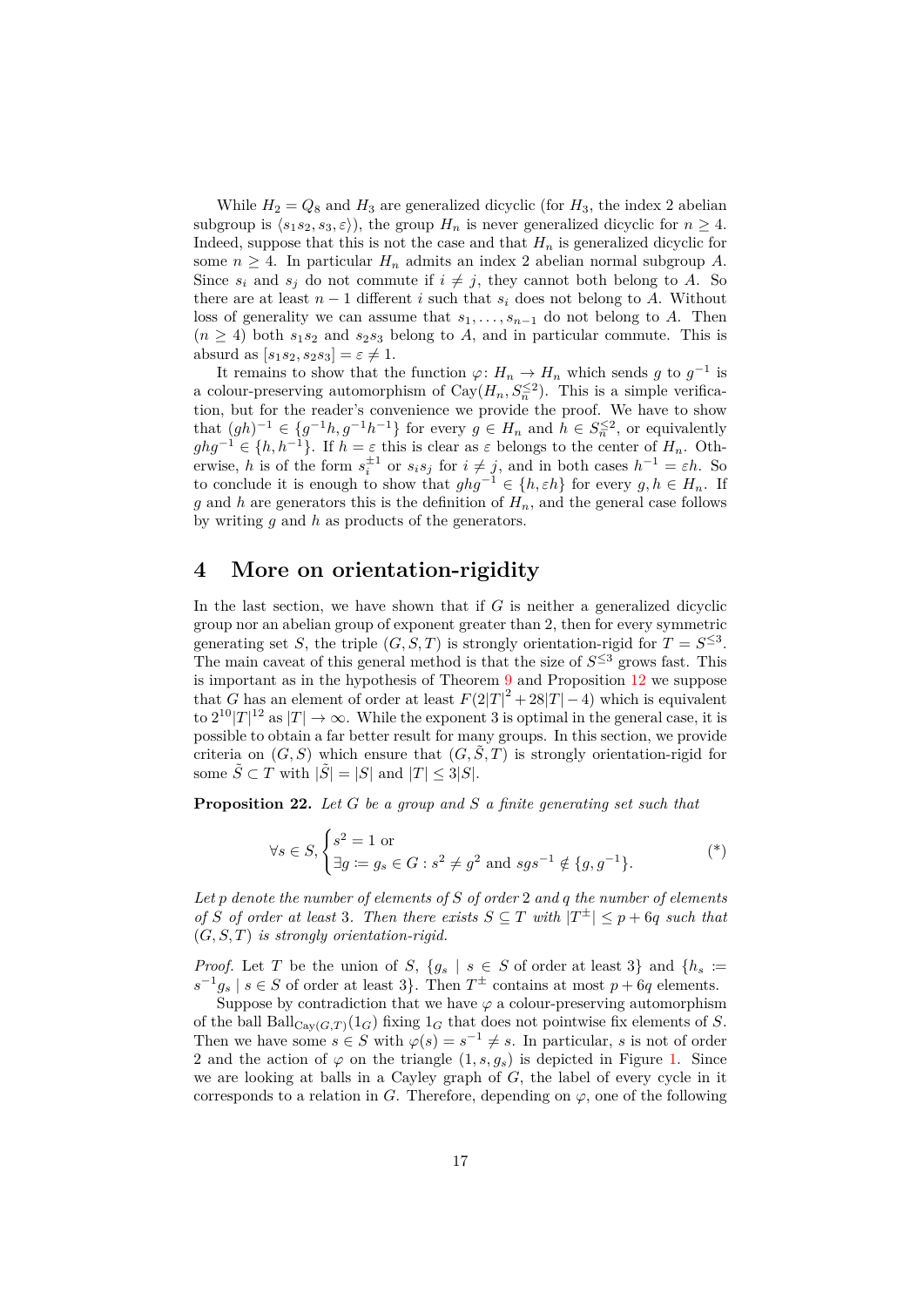While $H_2 = Q_8$ and $H_3$ are generalized dicyclic (for $H_3$, the index 2 abelian subgroup is $\langle s_1s_2, s_3, \varepsilon\rangle$), the group $H_n$ is never generalized dicyclic for $n \geq 4$. Indeed, suppose that this is not the case and that $H_n$ is generalized dicyclic for some $n \geq 4$. In particular $H_n$ admits an index 2 abelian normal subgroup $A$. Since $s_i$ and $s_j$ do not commute if $i \neq j$, they cannot both belong to $A$. So there are at least $n-1$ different $i$ such that $s_i$ does not belong to $A$. Without loss of generality we can assume that $s_1, \ldots, s_{n-1}$ do not belong to $A$. Then ($n \geq 4$) both $s_1s_2$ and $s_2s_3$ belong to $A$, and in particular commute. This is absurd as $[s_1s_2, s_2s_3] = \varepsilon \neq 1$.

It remains to show that the function $\varphi\colon H_n \to H_n$ which sends $g$ to $g^{-1}$ is a colour-preserving automorphism of $\mathrm{Cay}(H_n, S_n^{\leq 2})$. This is a simple verification, but for the reader's convenience we provide the proof. We have to show that $(gh)^{-1} \in \{g^{-1}h, g^{-1}h^{-1}\}$ for every $g \in H_n$ and $h \in S_n^{\leq 2}$, or equivalently $ghg^{-1} \in \{h, h^{-1}\}$. If $h = \varepsilon$ this is clear as $\varepsilon$ belongs to the center of $H_n$. Otherwise, $h$ is of the form $s_i^{\pm 1}$ or $s_is_j$ for $i \neq j$, and in both cases $h^{-1} = \varepsilon h$. So to conclude it is enough to show that $ghg^{-1} \in \{h, \varepsilon h\}$ for every $g, h \in H_n$. If $g$ and $h$ are generators this is the definition of $H_n$, and the general case follows by writing $g$ and $h$ as products of the generators.

## 4 More on orientation-rigidity

In the last section, we have shown that if $G$ is neither a generalized dicyclic group nor an abelian group of exponent greater than 2, then for every symmetric generating set $S$, the triple $(G, S, T)$ is strongly orientation-rigid for $T = S^{\leq 3}$. The main caveat of this general method is that the size of $S^{\leq 3}$ grows fast. This is important as in the hypothesis of Theorem 9 and Proposition 12 we suppose that $G$ has an element of order at least $F(2|T|^2 + 28|T| - 4)$ which is equivalent to $2^{10}|T|^{12}$ as $|T| \to \infty$. While the exponent 3 is optimal in the general case, it is possible to obtain a far better result for many groups. In this section, we provide criteria on $(G, S)$ which ensure that $(G, \tilde{S}, T)$ is strongly orientation-rigid for some $\tilde{S} \subset T$ with $|\tilde{S}| = |S|$ and $|T| \leq 3|S|$.

**Proposition 22.** *Let $G$ be a group and $S$ a finite generating set such that*

$$\forall s \in S, \begin{cases} s^2 = 1 \text{ or} \\ \exists g \coloneqq g_s \in G : s^2 \neq g^2 \text{ and } sgs^{-1} \notin \{g, g^{-1}\}. \end{cases} \tag{*}$$

*Let $p$ denote the number of elements of $S$ of order 2 and $q$ the number of elements of $S$ of order at least 3. Then there exists $S \subseteq T$ with $|T^{\pm}| \leq p + 6q$ such that $(G, S, T)$ is strongly orientation-rigid.*

*Proof.* Let $T$ be the union of $S$, $\{g_s \mid s \in S \text{ of order at least } 3\}$ and $\{h_s \coloneqq s^{-1}g_s \mid s \in S \text{ of order at least } 3\}$. Then $T^{\pm}$ contains at most $p + 6q$ elements.

Suppose by contradiction that we have $\varphi$ a colour-preserving automorphism of the ball $\mathrm{Ball}_{\mathrm{Cay}(G,T)}(1_G)$ fixing $1_G$ that does not pointwise fix elements of $S$. Then we have some $s \in S$ with $\varphi(s) = s^{-1} \neq s$. In particular, $s$ is not of order 2 and the action of $\varphi$ on the triangle $(1, s, g_s)$ is depicted in Figure 1. Since we are looking at balls in a Cayley graph of $G$, the label of every cycle in it corresponds to a relation in $G$. Therefore, depending on $\varphi$, one of the following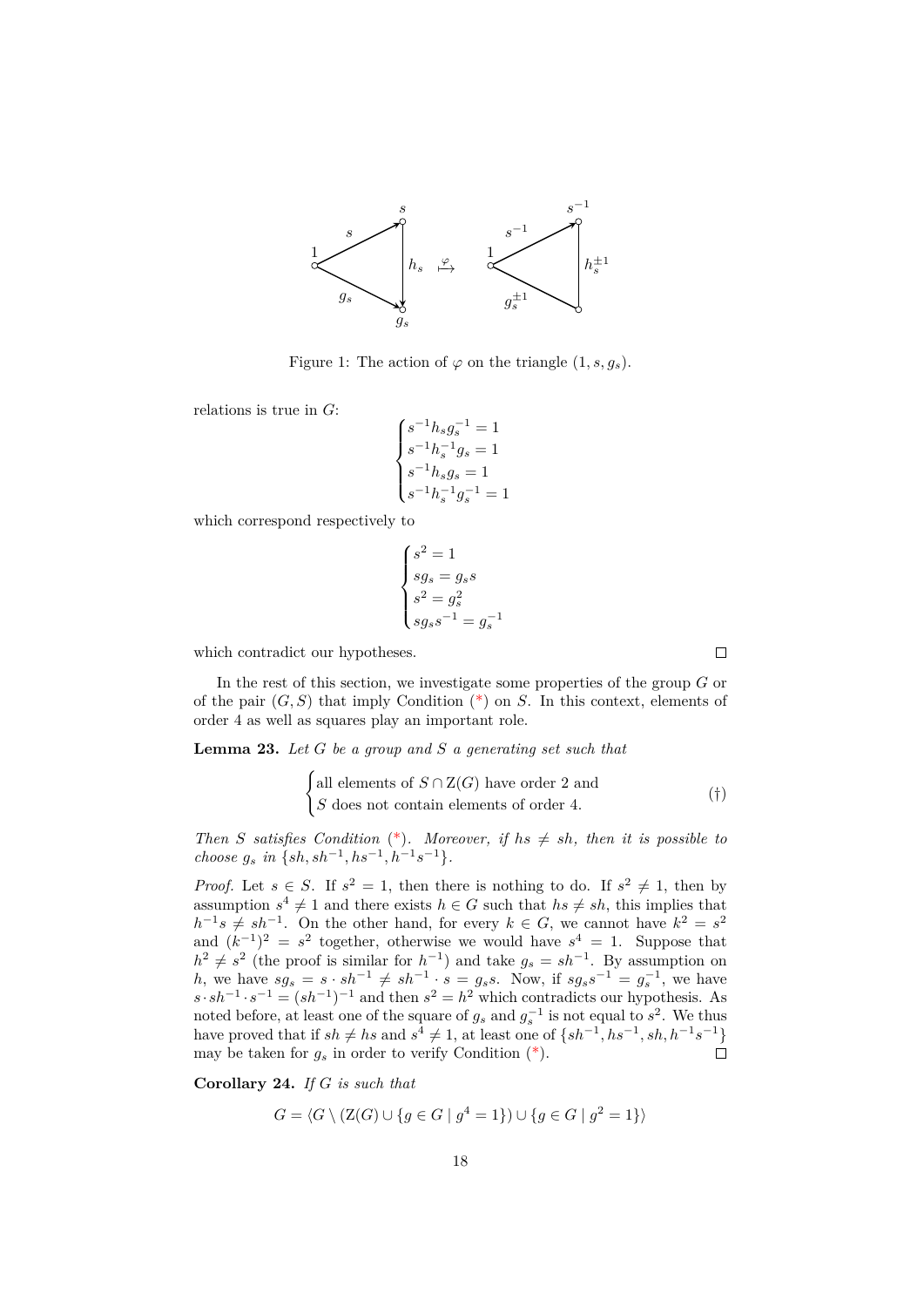Figure 1: The action of $\varphi$ on the triangle $(1, s, g_s)$.

relations is true in $G$:

$$\begin{cases} s^{-1}h_s g_s^{-1} = 1 \\ s^{-1}h_s^{-1} g_s = 1 \\ s^{-1}h_s g_s = 1 \\ s^{-1}h_s^{-1} g_s^{-1} = 1 \end{cases}$$

which correspond respectively to

$$\begin{cases} s^2 = 1 \\ s g_s = g_s s \\ s^2 = g_s^2 \\ s g_s s^{-1} = g_s^{-1} \end{cases}$$

which contradict our hypotheses. $\square$

In the rest of this section, we investigate some properties of the group $G$ or of the pair $(G, S)$ that imply Condition (*) on $S$. In this context, elements of order 4 as well as squares play an important role.

**Lemma 23.** *Let $G$ be a group and $S$ a generating set such that*

$$\begin{cases} \text{all elements of } S \cap \mathrm{Z}(G) \text{ have order 2 and} \\ S \text{ does not contain elements of order 4.} \end{cases} \tag{†}$$

*Then $S$ satisfies Condition (*). Moreover, if $hs \neq sh$, then it is possible to choose $g_s$ in $\{sh, sh^{-1}, hs^{-1}, h^{-1}s^{-1}\}$.*

*Proof.* Let $s \in S$. If $s^2 = 1$, then there is nothing to do. If $s^2 \neq 1$, then by assumption $s^4 \neq 1$ and there exists $h \in G$ such that $hs \neq sh$, this implies that $h^{-1}s \neq sh^{-1}$. On the other hand, for every $k \in G$, we cannot have $k^2 = s^2$ and $(k^{-1})^2 = s^2$ together, otherwise we would have $s^4 = 1$. Suppose that $h^2 \neq s^2$ (the proof is similar for $h^{-1}$) and take $g_s = sh^{-1}$. By assumption on $h$, we have $sg_s = s \cdot sh^{-1} \neq sh^{-1} \cdot s = g_s s$. Now, if $sg_s s^{-1} = g_s^{-1}$, we have $s \cdot sh^{-1} \cdot s^{-1} = (sh^{-1})^{-1}$ and then $s^2 = h^2$ which contradicts our hypothesis. As noted before, at least one of the square of $g_s$ and $g_s^{-1}$ is not equal to $s^2$. We thus have proved that if $sh \neq hs$ and $s^4 \neq 1$, at least one of $\{sh^{-1}, hs^{-1}, sh, h^{-1}s^{-1}\}$ may be taken for $g_s$ in order to verify Condition (*). $\square$

**Corollary 24.** *If $G$ is such that*

$$G = \langle G \setminus (\mathrm{Z}(G) \cup \{g \in G \mid g^4 = 1\}) \cup \{g \in G \mid g^2 = 1\} \rangle$$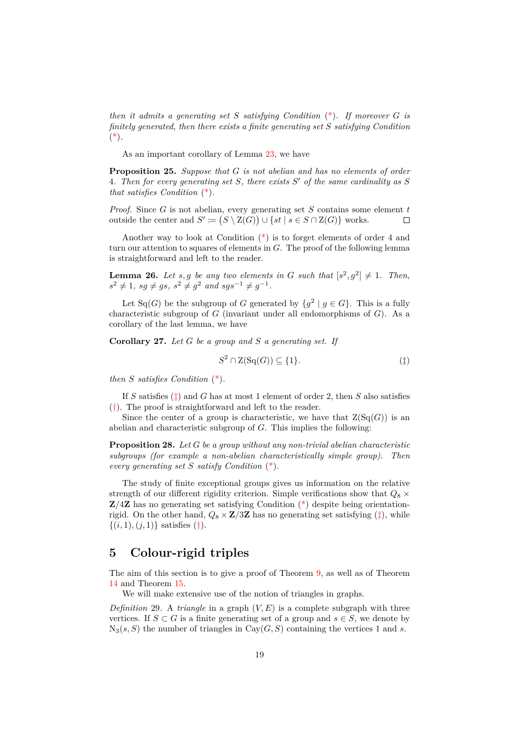*then it admits a generating set $S$ satisfying Condition (\*). If moreover $G$ is finitely generated, then there exists a finite generating set $S$ satisfying Condition (\*).*

As an important corollary of Lemma 23, we have

**Proposition 25.** *Suppose that $G$ is not abelian and has no elements of order 4. Then for every generating set $S$, there exists $S'$ of the same cardinality as $S$ that satisfies Condition (\*).*

*Proof.* Since $G$ is not abelian, every generating set $S$ contains some element $t$ outside the center and $S' := \big(S \setminus \mathrm{Z}(G)\big) \cup \{st \mid s \in S \cap \mathrm{Z}(G)\}$ works. □

Another way to look at Condition (\*) is to forget elements of order 4 and turn our attention to squares of elements in $G$. The proof of the following lemma is straightforward and left to the reader.

**Lemma 26.** *Let $s, g$ be any two elements in $G$ such that $[s^2, g^2] \neq 1$. Then, $s^2 \neq 1$, $sg \neq gs$, $s^2 \neq g^2$ and $sgs^{-1} \neq g^{-1}$.*

Let $\mathrm{Sq}(G)$ be the subgroup of $G$ generated by $\{g^2 \mid g \in G\}$. This is a fully characteristic subgroup of $G$ (invariant under all endomorphisms of $G$). As a corollary of the last lemma, we have

**Corollary 27.** *Let $G$ be a group and $S$ a generating set. If*

$$S^2 \cap \mathrm{Z}(\mathrm{Sq}(G)) \subseteq \{1\}. \tag{‡}$$

*then $S$ satisfies Condition (\*).*

If $S$ satisfies (‡) and $G$ has at most 1 element of order 2, then $S$ also satisfies (†). The proof is straightforward and left to the reader.

Since the center of a group is characteristic, we have that $\mathrm{Z}(\mathrm{Sq}(G))$ is an abelian and characteristic subgroup of $G$. This implies the following:

**Proposition 28.** *Let $G$ be a group without any non-trivial abelian characteristic subgroups (for example a non-abelian characteristically simple group). Then every generating set $S$ satisfy Condition (\*).*

The study of finite exceptional groups gives us information on the relative strength of our different rigidity criterion. Simple verifications show that $Q_8 \times \mathbf{Z}/4\mathbf{Z}$ has no generating set satisfying Condition (\*) despite being orientation-rigid. On the other hand, $Q_8 \times \mathbf{Z}/3\mathbf{Z}$ has no generating set satisfying (‡), while $\{(i, 1), (j, 1)\}$ satisfies (†).

## 5 Colour-rigid triples

The aim of this section is to give a proof of Theorem 9, as well as of Theorem 14 and Theorem 15.

We will make extensive use of the notion of triangles in graphs.

*Definition* 29. A *triangle* in a graph $(V, E)$ is a complete subgraph with three vertices. If $S \subset G$ is a finite generating set of a group and $s \in S$, we denote by $\mathrm{N}_3(s, S)$ the number of triangles in $\mathrm{Cay}(G, S)$ containing the vertices 1 and $s$.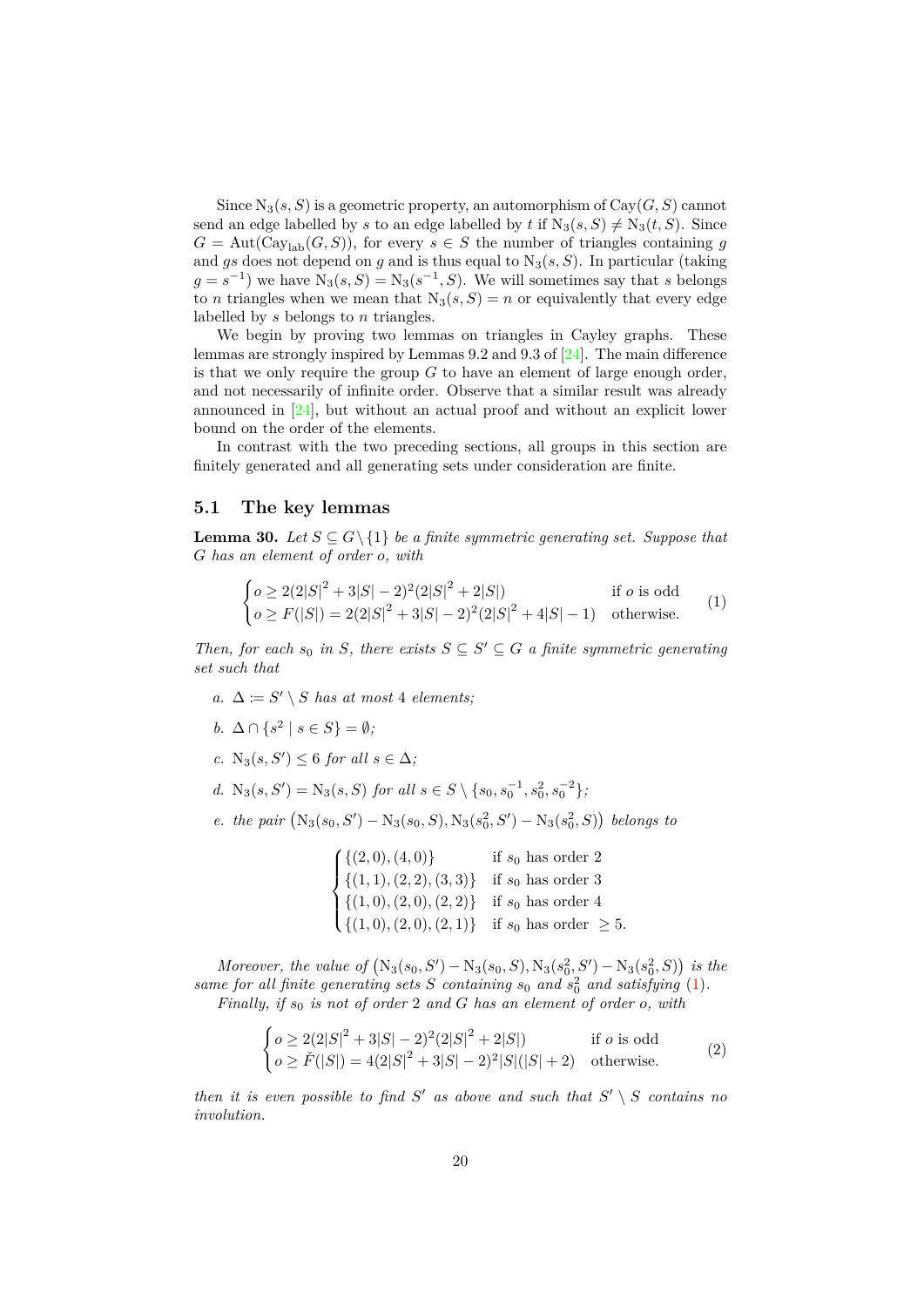Since $\mathrm{N}_3(s, S)$ is a geometric property, an automorphism of $\mathrm{Cay}(G, S)$ cannot send an edge labelled by $s$ to an edge labelled by $t$ if $\mathrm{N}_3(s, S) \neq \mathrm{N}_3(t, S)$. Since $G = \mathrm{Aut}(\mathrm{Cay}_{\mathrm{lab}}(G, S))$, for every $s \in S$ the number of triangles containing $g$ and $gs$ does not depend on $g$ and is thus equal to $\mathrm{N}_3(s, S)$. In particular (taking $g = s^{-1}$) we have $\mathrm{N}_3(s, S) = \mathrm{N}_3(s^{-1}, S)$. We will sometimes say that $s$ belongs to $n$ triangles when we mean that $\mathrm{N}_3(s, S) = n$ or equivalently that every edge labelled by $s$ belongs to $n$ triangles.

We begin by proving two lemmas on triangles in Cayley graphs. These lemmas are strongly inspired by Lemmas 9.2 and 9.3 of [24]. The main difference is that we only require the group $G$ to have an element of large enough order, and not necessarily of infinite order. Observe that a similar result was already announced in [24], but without an actual proof and without an explicit lower bound on the order of the elements.

In contrast with the two preceding sections, all groups in this section are finitely generated and all generating sets under consideration are finite.

## 5.1 The key lemmas

**Lemma 30.** *Let $S \subseteq G \setminus \{1\}$ be a finite symmetric generating set. Suppose that $G$ has an element of order $o$, with*

$$\begin{cases} o \geq 2(2|S|^2 + 3|S| - 2)^2(2|S|^2 + 2|S|) & \text{if } o \text{ is odd} \\ o \geq F(|S|) = 2(2|S|^2 + 3|S| - 2)^2(2|S|^2 + 4|S| - 1) & \text{otherwise.} \end{cases} \tag{1}$$

*Then, for each $s_0$ in $S$, there exists $S \subseteq S' \subseteq G$ a finite symmetric generating set such that*

*a.* $\Delta \coloneqq S' \setminus S$ *has at most 4 elements;*

*b.* $\Delta \cap \{s^2 \mid s \in S\} = \emptyset$*;*

*c.* $\mathrm{N}_3(s, S') \leq 6$ *for all* $s \in \Delta$*;*

*d.* $\mathrm{N}_3(s, S') = \mathrm{N}_3(s, S)$ *for all* $s \in S \setminus \{s_0, s_0^{-1}, s_0^2, s_0^{-2}\}$*;*

*e. the pair* $\left(\mathrm{N}_3(s_0, S') - \mathrm{N}_3(s_0, S), \mathrm{N}_3(s_0^2, S') - \mathrm{N}_3(s_0^2, S)\right)$ *belongs to*

$$\begin{cases} \{(2,0),(4,0)\} & \text{if } s_0 \text{ has order } 2 \\ \{(1,1),(2,2),(3,3)\} & \text{if } s_0 \text{ has order } 3 \\ \{(1,0),(2,0),(2,2)\} & \text{if } s_0 \text{ has order } 4 \\ \{(1,0),(2,0),(2,1)\} & \text{if } s_0 \text{ has order } \geq 5. \end{cases}$$

*Moreover, the value of* $\left(\mathrm{N}_3(s_0, S') - \mathrm{N}_3(s_0, S), \mathrm{N}_3(s_0^2, S') - \mathrm{N}_3(s_0^2, S)\right)$ *is the same for all finite generating sets $S$ containing $s_0$ and $s_0^2$ and satisfying (1).*

*Finally, if $s_0$ is not of order 2 and $G$ has an element of order $o$, with*

$$\begin{cases} o \geq 2(2|S|^2 + 3|S| - 2)^2(2|S|^2 + 2|S|) & \text{if } o \text{ is odd} \\ o \geq \check{F}(|S|) = 4(2|S|^2 + 3|S| - 2)^2|S|(|S| + 2) & \text{otherwise.} \end{cases} \tag{2}$$

*then it is even possible to find $S'$ as above and such that $S' \setminus S$ contains no involution.*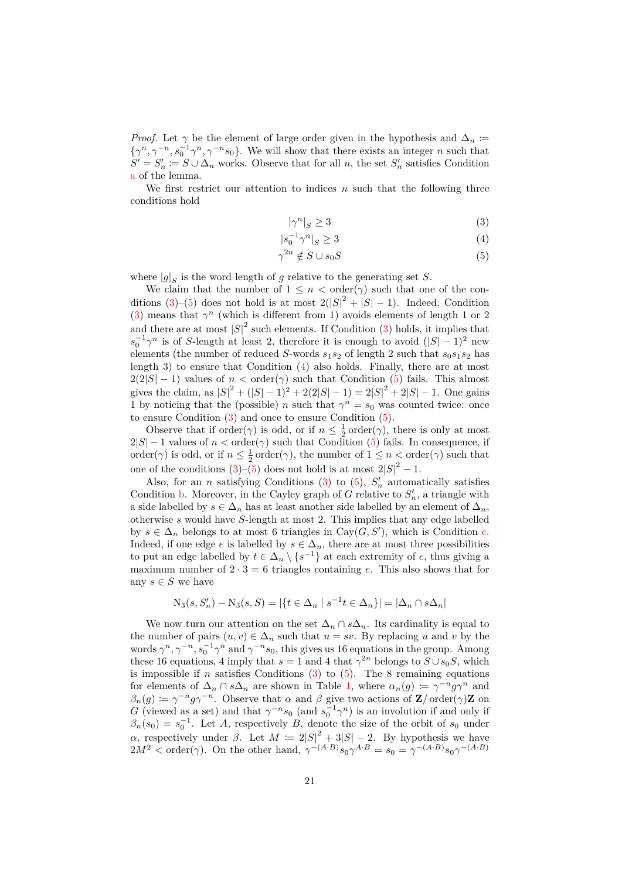*Proof.* Let $\gamma$ be the element of large order given in the hypothesis and $\Delta_n \coloneqq \{\gamma^n, \gamma^{-n}, s_0^{-1}\gamma^n, \gamma^{-n}s_0\}$. We will show that there exists an integer $n$ such that $S' = S'_n \coloneqq S \cup \Delta_n$ works. Observe that for all $n$, the set $S'_n$ satisfies Condition a of the lemma.

We first restrict our attention to indices $n$ such that the following three conditions hold

$$|\gamma^n|_S \geq 3 \tag{3}$$

$$|s_0^{-1}\gamma^n|_S \geq 3 \tag{4}$$

$$\gamma^{2n} \notin S \cup s_0 S \tag{5}$$

where $|g|_S$ is the word length of $g$ relative to the generating set $S$.

We claim that the number of $1 \leq n < \operatorname{order}(\gamma)$ such that one of the conditions (3)–(5) does not hold is at most $2(|S|^2 + |S| - 1)$. Indeed, Condition (3) means that $\gamma^n$ (which is different from 1) avoids elements of length 1 or 2 and there are at most $|S|^2$ such elements. If Condition (3) holds, it implies that $s_0^{-1}\gamma^n$ is of $S$-length at least 2, therefore it is enough to avoid $(|S|-1)^2$ new elements (the number of reduced $S$-words $s_1 s_2$ of length 2 such that $s_0 s_1 s_2$ has length 3) to ensure that Condition (4) also holds. Finally, there are at most $2(2|S|-1)$ values of $n < \operatorname{order}(\gamma)$ such that Condition (5) fails. This almost gives the claim, as $|S|^2 + (|S|-1)^2 + 2(2|S|-1) = 2|S|^2 + 2|S| - 1$. One gains 1 by noticing that the (possible) $n$ such that $\gamma^n = s_0$ was counted twice: once to ensure Condition (3) and once to ensure Condition (5).

Observe that if $\operatorname{order}(\gamma)$ is odd, or if $n \leq \frac{1}{2}\operatorname{order}(\gamma)$, there is only at most $2|S|-1$ values of $n < \operatorname{order}(\gamma)$ such that Condition (5) fails. In consequence, if $\operatorname{order}(\gamma)$ is odd, or if $n \leq \frac{1}{2}\operatorname{order}(\gamma)$, the number of $1 \leq n < \operatorname{order}(\gamma)$ such that one of the conditions (3)–(5) does not hold is at most $2|S|^2 - 1$.

Also, for an $n$ satisfying Conditions (3) to (5), $S'_n$ automatically satisfies Condition b. Moreover, in the Cayley graph of $G$ relative to $S'_n$, a triangle with a side labelled by $s \in \Delta_n$ has at least another side labelled by an element of $\Delta_n$, otherwise $s$ would have $S$-length at most 2. This implies that any edge labelled by $s \in \Delta_n$ belongs to at most 6 triangles in $\operatorname{Cay}(G, S')$, which is Condition c. Indeed, if one edge $e$ is labelled by $s \in \Delta_n$, there are at most three possibilities to put an edge labelled by $t \in \Delta_n \setminus \{s^{-1}\}$ at each extremity of $e$, thus giving a maximum number of $2 \cdot 3 = 6$ triangles containing $e$. This also shows that for any $s \in S$ we have

$$\mathrm{N}_3(s, S'_n) - \mathrm{N}_3(s, S) = |\{t \in \Delta_n \mid s^{-1}t \in \Delta_n\}| = |\Delta_n \cap s\Delta_n|$$

We now turn our attention on the set $\Delta_n \cap s\Delta_n$. Its cardinality is equal to the number of pairs $(u, v) \in \Delta_n$ such that $u = sv$. By replacing $u$ and $v$ by the words $\gamma^n, \gamma^{-n}, s_0^{-1}\gamma^n$ and $\gamma^{-n}s_0$, this gives us 16 equations in the group. Among these 16 equations, 4 imply that $s = 1$ and 4 that $\gamma^{2n}$ belongs to $S \cup s_0 S$, which is impossible if $n$ satisfies Conditions (3) to (5). The 8 remaining equations for elements of $\Delta_n \cap s\Delta_n$ are shown in Table 1, where $\alpha_n(g) \coloneqq \gamma^{-n} g \gamma^n$ and $\beta_n(g) \coloneqq \gamma^{-n} g \gamma^{-n}$. Observe that $\alpha$ and $\beta$ give two actions of $\mathbf{Z}/\operatorname{order}(\gamma)\mathbf{Z}$ on $G$ (viewed as a set) and that $\gamma^{-n}s_0$ (and $s_0^{-1}\gamma^n$) is an involution if and only if $\beta_n(s_0) = s_0^{-1}$. Let $A$, respectively $B$, denote the size of the orbit of $s_0$ under $\alpha$, respectively under $\beta$. Let $M \coloneqq 2|S|^2 + 3|S| - 2$. By hypothesis we have $2M^2 < \operatorname{order}(\gamma)$. On the other hand, $\gamma^{-(A\cdot B)} s_0 \gamma^{A\cdot B} = s_0 = \gamma^{-(A\cdot B)} s_0 \gamma^{-(A\cdot B)}$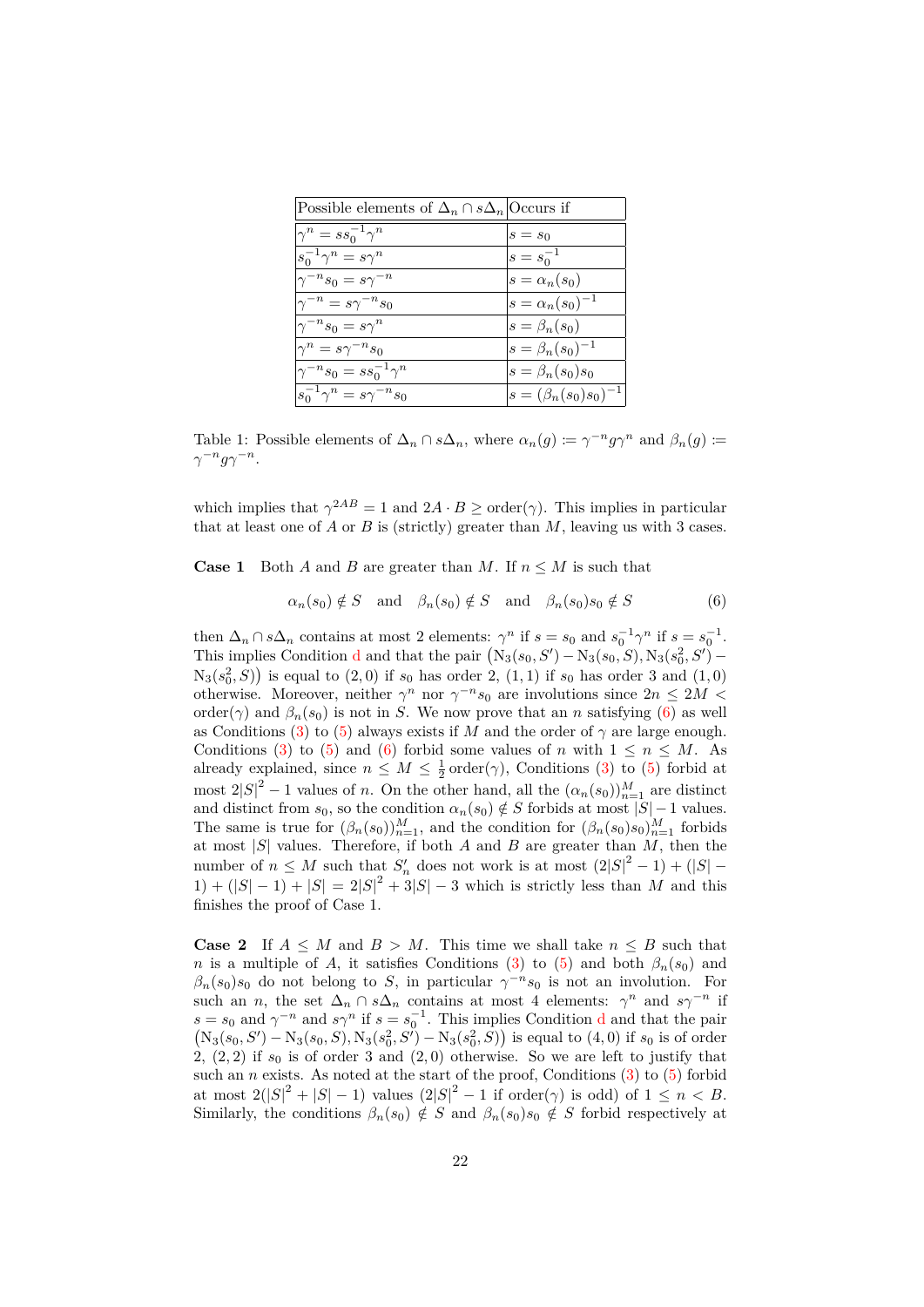| Possible elements of $\Delta_n \cap s\Delta_n$ | Occurs if |
|---|---|
| $\gamma^n = ss_0^{-1}\gamma^n$ | $s = s_0$ |
| $s_0^{-1}\gamma^n = s\gamma^n$ | $s = s_0^{-1}$ |
| $\gamma^{-n}s_0 = s\gamma^{-n}$ | $s = \alpha_n(s_0)$ |
| $\gamma^{-n} = s\gamma^{-n}s_0$ | $s = \alpha_n(s_0)^{-1}$ |
| $\gamma^{-n}s_0 = s\gamma^n$ | $s = \beta_n(s_0)$ |
| $\gamma^n = s\gamma^{-n}s_0$ | $s = \beta_n(s_0)^{-1}$ |
| $\gamma^{-n}s_0 = ss_0^{-1}\gamma^n$ | $s = \beta_n(s_0)s_0$ |
| $s_0^{-1}\gamma^n = s\gamma^{-n}s_0$ | $s = (\beta_n(s_0)s_0)^{-1}$ |

Table 1: Possible elements of $\Delta_n \cap s\Delta_n$, where $\alpha_n(g) \coloneqq \gamma^{-n}g\gamma^n$ and $\beta_n(g) \coloneqq \gamma^{-n}g\gamma^{-n}$.

which implies that $\gamma^{2AB} = 1$ and $2A \cdot B \geq \operatorname{order}(\gamma)$. This implies in particular that at least one of $A$ or $B$ is (strictly) greater than $M$, leaving us with 3 cases.

**Case 1** Both $A$ and $B$ are greater than $M$. If $n \leq M$ is such that

$$\alpha_n(s_0) \notin S \quad \text{and} \quad \beta_n(s_0) \notin S \quad \text{and} \quad \beta_n(s_0)s_0 \notin S \tag{6}$$

then $\Delta_n \cap s\Delta_n$ contains at most 2 elements: $\gamma^n$ if $s = s_0$ and $s_0^{-1}\gamma^n$ if $s = s_0^{-1}$. This implies Condition d and that the pair $\big(\mathrm{N}_3(s_0, S') - \mathrm{N}_3(s_0, S), \mathrm{N}_3(s_0^2, S') - \mathrm{N}_3(s_0^2, S)\big)$ is equal to $(2,0)$ if $s_0$ has order 2, $(1,1)$ if $s_0$ has order 3 and $(1,0)$ otherwise. Moreover, neither $\gamma^n$ nor $\gamma^{-n}s_0$ are involutions since $2n \leq 2M < \operatorname{order}(\gamma)$ and $\beta_n(s_0)$ is not in $S$. We now prove that an $n$ satisfying (6) as well as Conditions (3) to (5) always exists if $M$ and the order of $\gamma$ are large enough. Conditions (3) to (5) and (6) forbid some values of $n$ with $1 \leq n \leq M$. As already explained, since $n \leq M \leq \frac{1}{2}\operatorname{order}(\gamma)$, Conditions (3) to (5) forbid at most $2|S|^2 - 1$ values of $n$. On the other hand, all the $(\alpha_n(s_0))_{n=1}^M$ are distinct and distinct from $s_0$, so the condition $\alpha_n(s_0) \notin S$ forbids at most $|S| - 1$ values. The same is true for $(\beta_n(s_0))_{n=1}^M$, and the condition for $(\beta_n(s_0)s_0)_{n=1}^M$ forbids at most $|S|$ values. Therefore, if both $A$ and $B$ are greater than $M$, then the number of $n \leq M$ such that $S'_n$ does not work is at most $(2|S|^2 - 1) + (|S| - 1) + (|S| - 1) + |S| = 2|S|^2 + 3|S| - 3$ which is strictly less than $M$ and this finishes the proof of Case 1.

**Case 2** If $A \leq M$ and $B > M$. This time we shall take $n \leq B$ such that $n$ is a multiple of $A$, it satisfies Conditions (3) to (5) and both $\beta_n(s_0)$ and $\beta_n(s_0)s_0$ do not belong to $S$, in particular $\gamma^{-n}s_0$ is not an involution. For such an $n$, the set $\Delta_n \cap s\Delta_n$ contains at most 4 elements: $\gamma^n$ and $s\gamma^{-n}$ if $s = s_0$ and $\gamma^{-n}$ and $s\gamma^n$ if $s = s_0^{-1}$. This implies Condition d and that the pair $\big(\mathrm{N}_3(s_0, S') - \mathrm{N}_3(s_0, S), \mathrm{N}_3(s_0^2, S') - \mathrm{N}_3(s_0^2, S)\big)$ is equal to $(4,0)$ if $s_0$ is of order 2, $(2,2)$ if $s_0$ is of order 3 and $(2,0)$ otherwise. So we are left to justify that such an $n$ exists. As noted at the start of the proof, Conditions (3) to (5) forbid at most $2(|S|^2 + |S| - 1)$ values $(2|S|^2 - 1$ if $\operatorname{order}(\gamma)$ is odd) of $1 \leq n < B$. Similarly, the conditions $\beta_n(s_0) \notin S$ and $\beta_n(s_0)s_0 \notin S$ forbid respectively at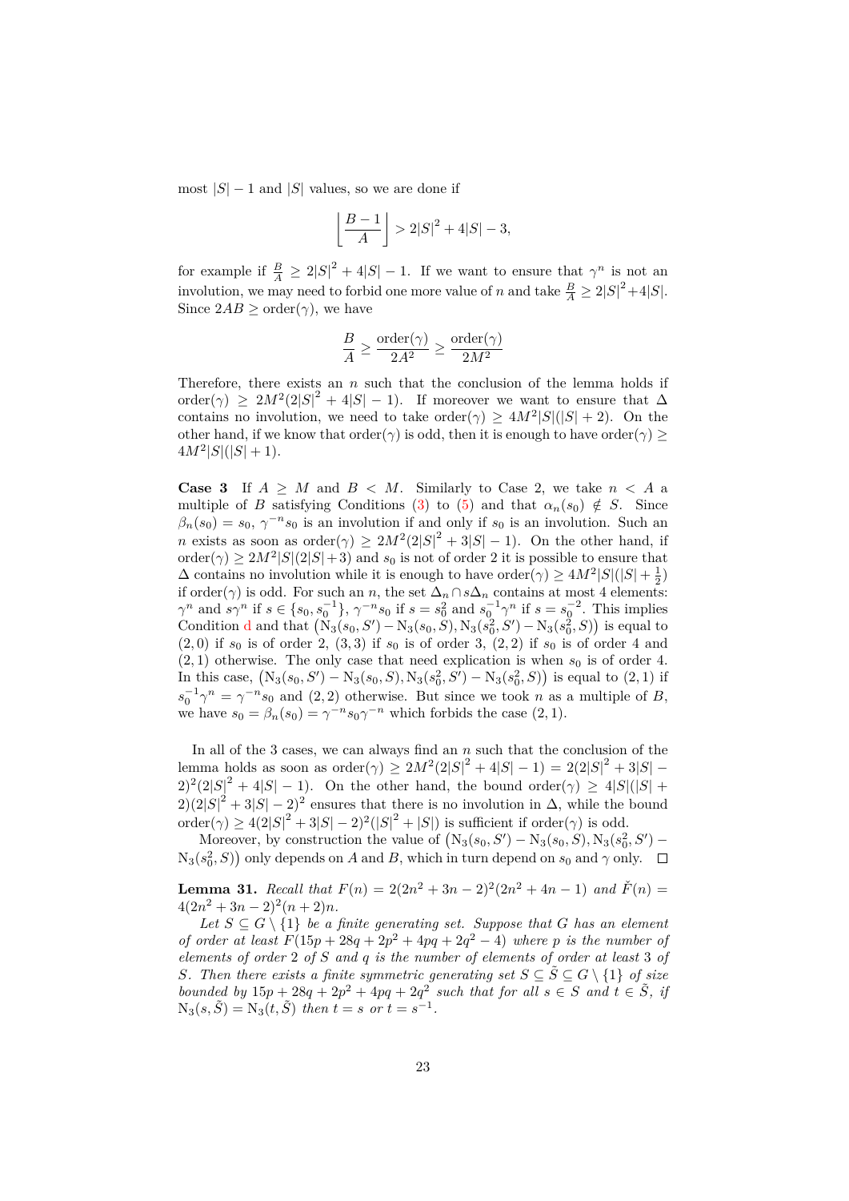most $|S|-1$ and $|S|$ values, so we are done if

$$\left\lfloor \frac{B-1}{A} \right\rfloor > 2|S|^2 + 4|S| - 3,$$

for example if $\frac{B}{A} \geq 2|S|^2 + 4|S| - 1$. If we want to ensure that $\gamma^n$ is not an involution, we may need to forbid one more value of $n$ and take $\frac{B}{A} \geq 2|S|^2 + 4|S|$. Since $2AB \geq \text{order}(\gamma)$, we have

$$\frac{B}{A} \geq \frac{\text{order}(\gamma)}{2A^2} \geq \frac{\text{order}(\gamma)}{2M^2}$$

Therefore, there exists an $n$ such that the conclusion of the lemma holds if $\text{order}(\gamma) \geq 2M^2(2|S|^2 + 4|S| - 1)$. If moreover we want to ensure that $\Delta$ contains no involution, we need to take $\text{order}(\gamma) \geq 4M^2|S|(|S|+2)$. On the other hand, if we know that $\text{order}(\gamma)$ is odd, then it is enough to have $\text{order}(\gamma) \geq 4M^2|S|(|S|+1)$.

**Case 3** If $A \geq M$ and $B < M$. Similarly to Case 2, we take $n < A$ a multiple of $B$ satisfying Conditions (3) to (5) and that $\alpha_n(s_0) \notin S$. Since $\beta_n(s_0) = s_0$, $\gamma^{-n}s_0$ is an involution if and only if $s_0$ is an involution. Such an $n$ exists as soon as $\text{order}(\gamma) \geq 2M^2(2|S|^2 + 3|S| - 1)$. On the other hand, if $\text{order}(\gamma) \geq 2M^2|S|(2|S|+3)$ and $s_0$ is not of order 2 it is possible to ensure that $\Delta$ contains no involution while it is enough to have $\text{order}(\gamma) \geq 4M^2|S|(|S| + \frac{1}{2})$ if $\text{order}(\gamma)$ is odd. For such an $n$, the set $\Delta_n \cap s\Delta_n$ contains at most 4 elements: $\gamma^n$ and $s\gamma^n$ if $s \in \{s_0, s_0^{-1}\}$, $\gamma^{-n}s_0$ if $s = s_0^2$ and $s_0^{-1}\gamma^n$ if $s = s_0^{-2}$. This implies Condition d and that $\left(\mathrm{N}_3(s_0, S') - \mathrm{N}_3(s_0, S), \mathrm{N}_3(s_0^2, S') - \mathrm{N}_3(s_0^2, S)\right)$ is equal to $(2, 0)$ if $s_0$ is of order 2, $(3, 3)$ if $s_0$ is of order 3, $(2, 2)$ if $s_0$ is of order 4 and $(2, 1)$ otherwise. The only case that need explication is when $s_0$ is of order 4. In this case, $\left(\mathrm{N}_3(s_0, S') - \mathrm{N}_3(s_0, S), \mathrm{N}_3(s_0^2, S') - \mathrm{N}_3(s_0^2, S)\right)$ is equal to $(2, 1)$ if $s_0^{-1}\gamma^n = \gamma^{-n}s_0$ and $(2, 2)$ otherwise. But since we took $n$ as a multiple of $B$, we have $s_0 = \beta_n(s_0) = \gamma^{-n}s_0\gamma^{-n}$ which forbids the case $(2, 1)$.

In all of the 3 cases, we can always find an $n$ such that the conclusion of the lemma holds as soon as $\text{order}(\gamma) \geq 2M^2(2|S|^2 + 4|S| - 1) = 2(2|S|^2 + 3|S| - 2)^2(2|S|^2 + 4|S| - 1)$. On the other hand, the bound $\text{order}(\gamma) \geq 4|S|(|S| + 2)(2|S|^2 + 3|S| - 2)^2$ ensures that there is no involution in $\Delta$, while the bound $\text{order}(\gamma) \geq 4(2|S|^2 + 3|S| - 2)^2(|S|^2 + |S|)$ is sufficient if $\text{order}(\gamma)$ is odd.

Moreover, by construction the value of $\left(\mathrm{N}_3(s_0, S') - \mathrm{N}_3(s_0, S), \mathrm{N}_3(s_0^2, S') - \mathrm{N}_3(s_0^2, S)\right)$ only depends on $A$ and $B$, which in turn depend on $s_0$ and $\gamma$ only. $\square$

**Lemma 31.** *Recall that $F(n) = 2(2n^2 + 3n - 2)^2(2n^2 + 4n - 1)$ and $\check{F}(n) = 4(2n^2 + 3n - 2)^2(n + 2)n$.*

*Let $S \subseteq G \setminus \{1\}$ be a finite generating set. Suppose that $G$ has an element of order at least $F(15p + 28q + 2p^2 + 4pq + 2q^2 - 4)$ where $p$ is the number of elements of order 2 of $S$ and $q$ is the number of elements of order at least 3 of $S$. Then there exists a finite symmetric generating set $S \subseteq \tilde{S} \subseteq G \setminus \{1\}$ of size bounded by $15p + 28q + 2p^2 + 4pq + 2q^2$ such that for all $s \in S$ and $t \in \tilde{S}$, if $\mathrm{N}_3(s, \tilde{S}) = \mathrm{N}_3(t, \tilde{S})$ then $t = s$ or $t = s^{-1}$.*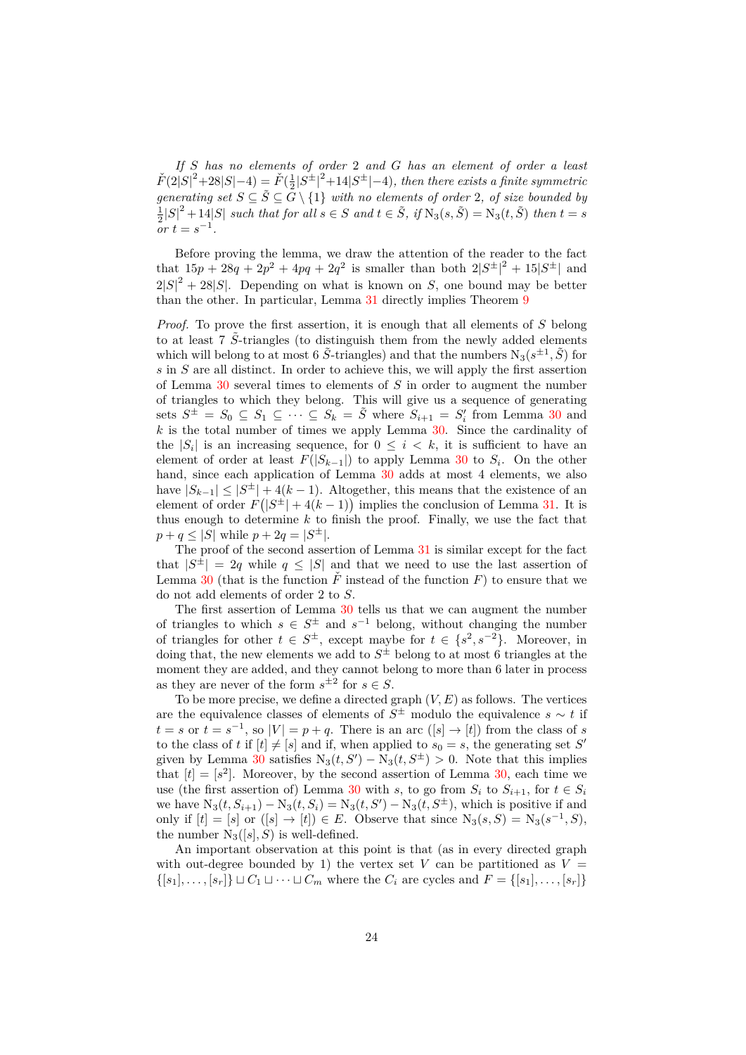*If $S$ has no elements of order 2 and $G$ has an element of order a least $\check{F}(2|S|^2+28|S|-4) = \check{F}(\frac{1}{2}|S^{\pm}|^2+14|S^{\pm}|-4)$, then there exists a finite symmetric generating set $S \subseteq \tilde{S} \subseteq G \setminus \{1\}$ with no elements of order 2, of size bounded by $\frac{1}{2}|S|^2+14|S|$ such that for all $s \in S$ and $t \in \tilde{S}$, if $\mathrm{N}_3(s,\tilde{S}) = \mathrm{N}_3(t,\tilde{S})$ then $t = s$ or $t = s^{-1}$.*

Before proving the lemma, we draw the attention of the reader to the fact that $15p + 28q + 2p^2 + 4pq + 2q^2$ is smaller than both $2|S^{\pm}|^2 + 15|S^{\pm}|$ and $2|S|^2 + 28|S|$. Depending on what is known on $S$, one bound may be better than the other. In particular, Lemma 31 directly implies Theorem 9

*Proof.* To prove the first assertion, it is enough that all elements of $S$ belong to at least 7 $\tilde{S}$-triangles (to distinguish them from the newly added elements which will belong to at most 6 $\tilde{S}$-triangles) and that the numbers $\mathrm{N}_3(s^{\pm 1},\tilde{S})$ for $s$ in $S$ are all distinct. In order to achieve this, we will apply the first assertion of Lemma 30 several times to elements of $S$ in order to augment the number of triangles to which they belong. This will give us a sequence of generating sets $S^{\pm} = S_0 \subseteq S_1 \subseteq \cdots \subseteq S_k = \tilde{S}$ where $S_{i+1} = S'_i$ from Lemma 30 and $k$ is the total number of times we apply Lemma 30. Since the cardinality of the $|S_i|$ is an increasing sequence, for $0 \leq i < k$, it is sufficient to have an element of order at least $F(|S_{k-1}|)$ to apply Lemma 30 to $S_i$. On the other hand, since each application of Lemma 30 adds at most 4 elements, we also have $|S_{k-1}| \leq |S^{\pm}| + 4(k-1)$. Altogether, this means that the existence of an element of order $F\big(|S^{\pm}| + 4(k-1)\big)$ implies the conclusion of Lemma 31. It is thus enough to determine $k$ to finish the proof. Finally, we use the fact that $p + q \leq |S|$ while $p + 2q = |S^{\pm}|$.

The proof of the second assertion of Lemma 31 is similar except for the fact that $|S^{\pm}| = 2q$ while $q \leq |S|$ and that we need to use the last assertion of Lemma 30 (that is the function $\check{F}$ instead of the function $F$) to ensure that we do not add elements of order 2 to $S$.

The first assertion of Lemma 30 tells us that we can augment the number of triangles to which $s \in S^{\pm}$ and $s^{-1}$ belong, without changing the number of triangles for other $t \in S^{\pm}$, except maybe for $t \in \{s^2, s^{-2}\}$. Moreover, in doing that, the new elements we add to $S^{\pm}$ belong to at most 6 triangles at the moment they are added, and they cannot belong to more than 6 later in process as they are never of the form $s^{\pm 2}$ for $s \in S$.

To be more precise, we define a directed graph $(V,E)$ as follows. The vertices are the equivalence classes of elements of $S^{\pm}$ modulo the equivalence $s \sim t$ if $t = s$ or $t = s^{-1}$, so $|V| = p + q$. There is an arc $([s] \to [t])$ from the class of $s$ to the class of $t$ if $[t] \neq [s]$ and if, when applied to $s_0 = s$, the generating set $S'$ given by Lemma 30 satisfies $\mathrm{N}_3(t,S') - \mathrm{N}_3(t,S^{\pm}) > 0$. Note that this implies that $[t] = [s^2]$. Moreover, by the second assertion of Lemma 30, each time we use (the first assertion of) Lemma 30 with $s$, to go from $S_i$ to $S_{i+1}$, for $t \in S_i$ we have $\mathrm{N}_3(t,S_{i+1}) - \mathrm{N}_3(t,S_i) = \mathrm{N}_3(t,S') - \mathrm{N}_3(t,S^{\pm})$, which is positive if and only if $[t] = [s]$ or $([s] \to [t]) \in E$. Observe that since $\mathrm{N}_3(s,S) = \mathrm{N}_3(s^{-1},S)$, the number $\mathrm{N}_3([s],S)$ is well-defined.

An important observation at this point is that (as in every directed graph with out-degree bounded by 1) the vertex set $V$ can be partitioned as $V = \{[s_1],\ldots,[s_r]\} \sqcup C_1 \sqcup \cdots \sqcup C_m$ where the $C_i$ are cycles and $F = \{[s_1],\ldots,[s_r]\}$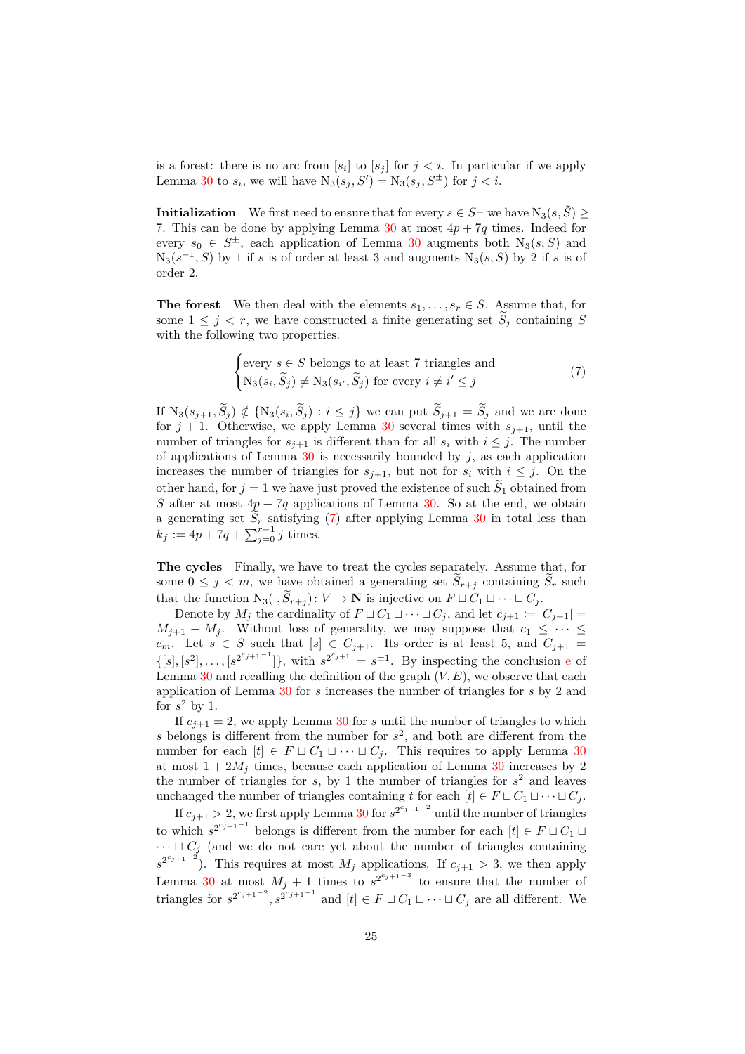is a forest: there is no arc from $[s_i]$ to $[s_j]$ for $j < i$. In particular if we apply Lemma 30 to $s_i$, we will have $\mathrm{N}_3(s_j, S') = \mathrm{N}_3(s_j, S^{\pm})$ for $j < i$.

**Initialization** We first need to ensure that for every $s \in S^{\pm}$ we have $\mathrm{N}_3(s, \tilde{S}) \geq 7$. This can be done by applying Lemma 30 at most $4p + 7q$ times. Indeed for every $s_0 \in S^{\pm}$, each application of Lemma 30 augments both $\mathrm{N}_3(s, S)$ and $\mathrm{N}_3(s^{-1}, S)$ by 1 if $s$ is of order at least 3 and augments $\mathrm{N}_3(s, S)$ by 2 if $s$ is of order 2.

**The forest** We then deal with the elements $s_1, \ldots, s_r \in S$. Assume that, for some $1 \leq j < r$, we have constructed a finite generating set $\widetilde{S}_j$ containing $S$ with the following two properties:

$$\begin{cases} \text{every } s \in S \text{ belongs to at least 7 triangles and} \\ \mathrm{N}_3(s_i, \widetilde{S}_j) \neq \mathrm{N}_3(s_{i'}, \widetilde{S}_j) \text{ for every } i \neq i' \leq j \end{cases} \tag{7}$$

If $\mathrm{N}_3(s_{j+1}, \widetilde{S}_j) \notin \{\mathrm{N}_3(s_i, \widetilde{S}_j) : i \leq j\}$ we can put $\widetilde{S}_{j+1} = \widetilde{S}_j$ and we are done for $j + 1$. Otherwise, we apply Lemma 30 several times with $s_{j+1}$, until the number of triangles for $s_{j+1}$ is different than for all $s_i$ with $i \leq j$. The number of applications of Lemma 30 is necessarily bounded by $j$, as each application increases the number of triangles for $s_{j+1}$, but not for $s_i$ with $i \leq j$. On the other hand, for $j = 1$ we have just proved the existence of such $\widetilde{S}_1$ obtained from $S$ after at most $4p + 7q$ applications of Lemma 30. So at the end, we obtain a generating set $\widetilde{S}_r$ satisfying (7) after applying Lemma 30 in total less than $k_f := 4p + 7q + \sum_{j=0}^{r-1} j$ times.

**The cycles** Finally, we have to treat the cycles separately. Assume that, for some $0 \leq j < m$, we have obtained a generating set $\widetilde{S}_{r+j}$ containing $\widetilde{S}_r$ such that the function $\mathrm{N}_3(\cdot, \widetilde{S}_{r+j}) \colon V \to \mathbf{N}$ is injective on $F \sqcup C_1 \sqcup \cdots \sqcup C_j$.

Denote by $M_j$ the cardinality of $F \sqcup C_1 \sqcup \cdots \sqcup C_j$, and let $c_{j+1} := |C_{j+1}| = M_{j+1} - M_j$. Without loss of generality, we may suppose that $c_1 \leq \cdots \leq c_m$. Let $s \in S$ such that $[s] \in C_{j+1}$. Its order is at least 5, and $C_{j+1} = \{[s], [s^2], \ldots, [s^{2^{c_{j+1}-1}}]\}$, with $s^{2^{c_{j+1}}} = s^{\pm 1}$. By inspecting the conclusion e of Lemma 30 and recalling the definition of the graph $(V, E)$, we observe that each application of Lemma 30 for $s$ increases the number of triangles for $s$ by 2 and for $s^2$ by 1.

If $c_{j+1} = 2$, we apply Lemma 30 for $s$ until the number of triangles to which $s$ belongs is different from the number for $s^2$, and both are different from the number for each $[t] \in F \sqcup C_1 \sqcup \cdots \sqcup C_j$. This requires to apply Lemma 30 at most $1 + 2M_j$ times, because each application of Lemma 30 increases by 2 the number of triangles for $s$, by 1 the number of triangles for $s^2$ and leaves unchanged the number of triangles containing $t$ for each $[t] \in F \sqcup C_1 \sqcup \cdots \sqcup C_j$.

If $c_{j+1} > 2$, we first apply Lemma 30 for $s^{2^{c_{j+1}-2}}$ until the number of triangles to which $s^{2^{c_{j+1}-1}}$ belongs is different from the number for each $[t] \in F \sqcup C_1 \sqcup \cdots \sqcup C_j$ (and we do not care yet about the number of triangles containing $s^{2^{c_{j+1}-2}}$). This requires at most $M_j$ applications. If $c_{j+1} > 3$, we then apply Lemma 30 at most $M_j + 1$ times to $s^{2^{c_{j+1}-3}}$ to ensure that the number of triangles for $s^{2^{c_{j+1}-2}}, s^{2^{c_{j+1}-1}}$ and $[t] \in F \sqcup C_1 \sqcup \cdots \sqcup C_j$ are all different. We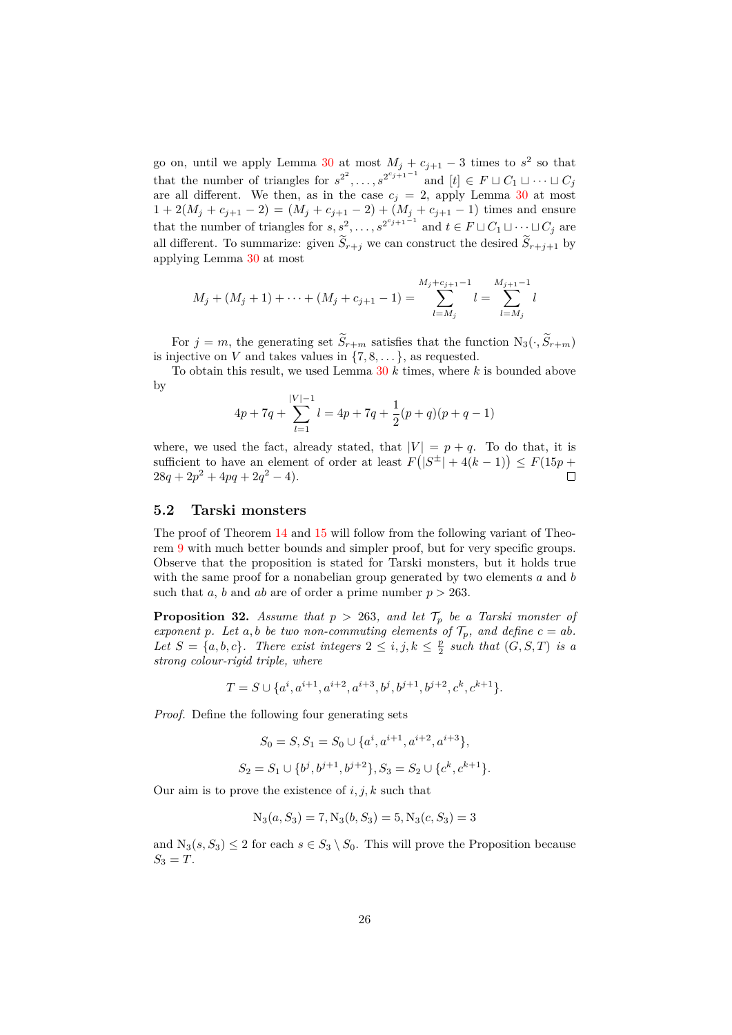go on, until we apply Lemma 30 at most $M_j + c_{j+1} - 3$ times to $s^2$ so that that the number of triangles for $s^{2^2}, \dots, s^{2^{c_{j+1}-1}}$ and $[t] \in F \sqcup C_1 \sqcup \dots \sqcup C_j$ are all different. We then, as in the case $c_j = 2$, apply Lemma 30 at most $1 + 2(M_j + c_{j+1} - 2) = (M_j + c_{j+1} - 2) + (M_j + c_{j+1} - 1)$ times and ensure that the number of triangles for $s, s^2, \dots, s^{2^{c_{j+1}-1}}$ and $t \in F \sqcup C_1 \sqcup \dots \sqcup C_j$ are all different. To summarize: given $\widetilde{S}_{r+j}$ we can construct the desired $\widetilde{S}_{r+j+1}$ by applying Lemma 30 at most

$$M_j + (M_j + 1) + \dots + (M_j + c_{j+1} - 1) = \sum_{l=M_j}^{M_j + c_{j+1} - 1} l = \sum_{l=M_j}^{M_{j+1}-1} l$$

For $j = m$, the generating set $\widetilde{S}_{r+m}$ satisfies that the function $\mathrm{N}_3(\cdot, \widetilde{S}_{r+m})$ is injective on $V$ and takes values in $\{7, 8, \dots\}$, as requested.

To obtain this result, we used Lemma 30 $k$ times, where $k$ is bounded above by

$$4p + 7q + \sum_{l=1}^{|V|-1} l = 4p + 7q + \frac{1}{2}(p+q)(p+q-1)$$

where, we used the fact, already stated, that $|V| = p + q$. To do that, it is sufficient to have an element of order at least $F\big(|S^{\pm}| + 4(k-1)\big) \leq F(15p + 28q + 2p^2 + 4pq + 2q^2 - 4)$. □

## 5.2 Tarski monsters

The proof of Theorem 14 and 15 will follow from the following variant of Theorem 9 with much better bounds and simpler proof, but for very specific groups. Observe that the proposition is stated for Tarski monsters, but it holds true with the same proof for a nonabelian group generated by two elements $a$ and $b$ such that $a$, $b$ and $ab$ are of order a prime number $p > 263$.

**Proposition 32.** *Assume that $p > 263$, and let $\mathcal{T}_p$ be a Tarski monster of exponent $p$. Let $a, b$ be two non-commuting elements of $\mathcal{T}_p$, and define $c = ab$. Let $S = \{a, b, c\}$. There exist integers $2 \leq i, j, k \leq \frac{p}{2}$ such that $(G, S, T)$ is a strong colour-rigid triple, where*

$$T = S \cup \{a^i, a^{i+1}, a^{i+2}, a^{i+3}, b^j, b^{j+1}, b^{j+2}, c^k, c^{k+1}\}.$$

*Proof.* Define the following four generating sets

$$S_0 = S, S_1 = S_0 \cup \{a^i, a^{i+1}, a^{i+2}, a^{i+3}\},$$

$$S_2 = S_1 \cup \{b^j, b^{j+1}, b^{j+2}\}, S_3 = S_2 \cup \{c^k, c^{k+1}\}.$$

Our aim is to prove the existence of $i, j, k$ such that

$$\mathrm{N}_3(a, S_3) = 7, \mathrm{N}_3(b, S_3) = 5, \mathrm{N}_3(c, S_3) = 3$$

and $\mathrm{N}_3(s, S_3) \leq 2$ for each $s \in S_3 \setminus S_0$. This will prove the Proposition because $S_3 = T$.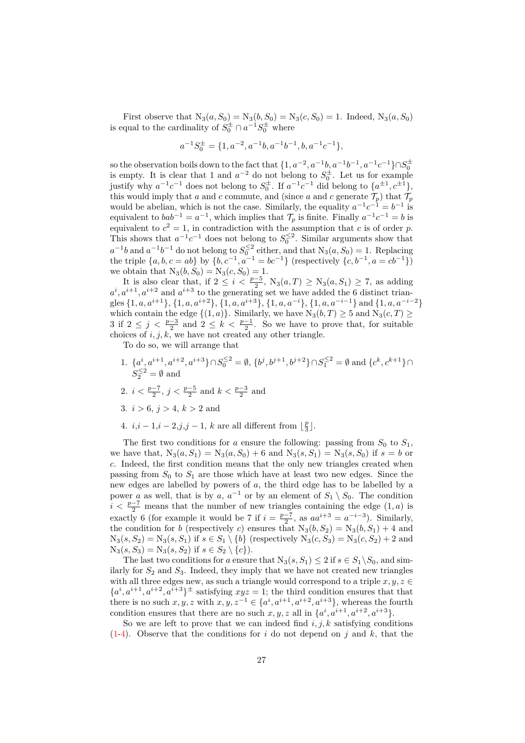First observe that $\mathrm{N}_3(a, S_0) = \mathrm{N}_3(b, S_0) = \mathrm{N}_3(c, S_0) = 1$. Indeed, $\mathrm{N}_3(a, S_0)$ is equal to the cardinality of $S_0^\pm \cap a^{-1} S_0^\pm$ where

$$a^{-1} S_0^\pm = \{1, a^{-2}, a^{-1}b, a^{-1}b^{-1}, b, a^{-1}c^{-1}\},$$

so the observation boils down to the fact that $\{1, a^{-2}, a^{-1}b, a^{-1}b^{-1}, a^{-1}c^{-1}\} \cap S_0^\pm$ is empty. It is clear that 1 and $a^{-2}$ do not belong to $S_0^\pm$. Let us for example justify why $a^{-1}c^{-1}$ does not belong to $S_0^\pm$. If $a^{-1}c^{-1}$ did belong to $\{a^{\pm 1}, c^{\pm 1}\}$, this would imply that $a$ and $c$ commute, and (since $a$ and $c$ generate $\mathcal{T}_p$) that $\mathcal{T}_p$ would be abelian, which is not the case. Similarly, the equality $a^{-1}c^{-1} = b^{-1}$ is equivalent to $bab^{-1} = a^{-1}$, which implies that $\mathcal{T}_p$ is finite. Finally $a^{-1}c^{-1} = b$ is equivalent to $c^2 = 1$, in contradiction with the assumption that $c$ is of order $p$. This shows that $a^{-1}c^{-1}$ does not belong to $S_0^{\leq 2}$. Similar arguments show that $a^{-1}b$ and $a^{-1}b^{-1}$ do not belong to $S_0^{\leq 2}$ either, and that $\mathrm{N}_3(a, S_0) = 1$. Replacing the triple $\{a, b, c = ab\}$ by $\{b, c^{-1}, a^{-1} = bc^{-1}\}$ (respectively $\{c, b^{-1}, a = cb^{-1}\}$) we obtain that $\mathrm{N}_3(b, S_0) = \mathrm{N}_3(c, S_0) = 1$.

It is also clear that, if $2 \leq i < \frac{p-5}{2}$, $\mathrm{N}_3(a, T) \geq \mathrm{N}_3(a, S_1) \geq 7$, as adding $a^i, a^{i+1}, a^{i+2}$ and $a^{i+3}$ to the generating set we have added the 6 distinct triangles $\{1, a, a^{i+1}\}$, $\{1, a, a^{i+2}\}$, $\{1, a, a^{i+3}\}$, $\{1, a, a^{-i}\}$, $\{1, a, a^{-i-1}\}$ and $\{1, a, a^{-i-2}\}$ which contain the edge $\{(1, a)\}$. Similarly, we have $\mathrm{N}_3(b, T) \geq 5$ and $\mathrm{N}_3(c, T) \geq 3$ if $2 \leq j < \frac{p-3}{2}$ and $2 \leq k < \frac{p-1}{2}$. So we have to prove that, for suitable choices of $i, j, k$, we have not created any other triangle.

To do so, we will arrange that

1. $\{a^i, a^{i+1}, a^{i+2}, a^{i+3}\} \cap S_0^{\leq 2} = \emptyset$, $\{b^j, b^{j+1}, b^{j+2}\} \cap S_1^{\leq 2} = \emptyset$ and $\{c^k, c^{k+1}\} \cap S_2^{\leq 2} = \emptyset$ and
2. $i < \frac{p-7}{2}$, $j < \frac{p-5}{2}$ and $k < \frac{p-3}{2}$ and
3. $i > 6$, $j > 4$, $k > 2$ and
4. $i, i-1, i-2, j, j-1, k$ are all different from $\lfloor \frac{p}{3} \rfloor$.

The first two conditions for $a$ ensure the following: passing from $S_0$ to $S_1$, we have that, $\mathrm{N}_3(a, S_1) = \mathrm{N}_3(a, S_0) + 6$ and $\mathrm{N}_3(s, S_1) = \mathrm{N}_3(s, S_0)$ if $s = b$ or $c$. Indeed, the first condition means that the only new triangles created when passing from $S_0$ to $S_1$ are those which have at least two new edges. Since the new edges are labelled by powers of $a$, the third edge has to be labelled by a power $a$ as well, that is by $a$, $a^{-1}$ or by an element of $S_1 \setminus S_0$. The condition $i < \frac{p-7}{2}$ means that the number of new triangles containing the edge $(1, a)$ is exactly 6 (for example it would be 7 if $i = \frac{p-7}{2}$, as $aa^{i+3} = a^{-i-3}$). Similarly, the condition for $b$ (respectively $c$) ensures that $\mathrm{N}_3(b, S_2) = \mathrm{N}_3(b, S_1) + 4$ and $\mathrm{N}_3(s, S_2) = \mathrm{N}_3(s, S_1)$ if $s \in S_1 \setminus \{b\}$ (respectively $\mathrm{N}_3(c, S_3) = \mathrm{N}_3(c, S_2) + 2$ and $\mathrm{N}_3(s, S_3) = \mathrm{N}_3(s, S_2)$ if $s \in S_2 \setminus \{c\}$).

The last two conditions for $a$ ensure that $\mathrm{N}_3(s, S_1) \leq 2$ if $s \in S_1 \setminus S_0$, and similarly for $S_2$ and $S_3$. Indeed, they imply that we have not created new triangles with all three edges new, as such a triangle would correspond to a triple $x, y, z \in \{a^i, a^{i+1}, a^{i+2}, a^{i+3}\}^\pm$ satisfying $xyz = 1$; the third condition ensures that that there is no such $x, y, z$ with $x, y, z^{-1} \in \{a^i, a^{i+1}, a^{i+2}, a^{i+3}\}$, whereas the fourth condition ensures that there are no such $x, y, z$ all in $\{a^i, a^{i+1}, a^{i+2}, a^{i+3}\}$.

So we are left to prove that we can indeed find $i, j, k$ satisfying conditions (1-4). Observe that the conditions for $i$ do not depend on $j$ and $k$, that the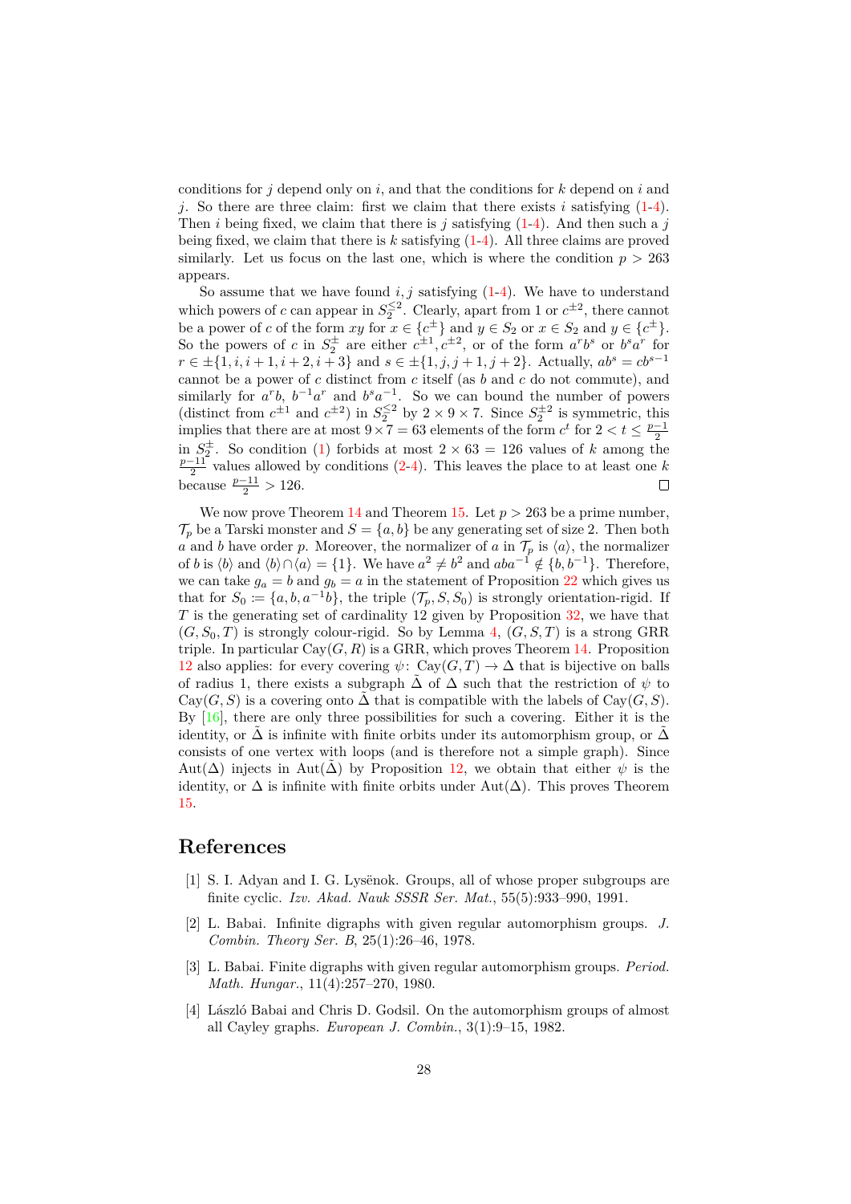conditions for $j$ depend only on $i$, and that the conditions for $k$ depend on $i$ and $j$. So there are three claim: first we claim that there exists $i$ satisfying (1-4). Then $i$ being fixed, we claim that there is $j$ satisfying (1-4). And then such a $j$ being fixed, we claim that there is $k$ satisfying (1-4). All three claims are proved similarly. Let us focus on the last one, which is where the condition $p > 263$ appears.

So assume that we have found $i, j$ satisfying (1-4). We have to understand which powers of $c$ can appear in $S_2^{\leq 2}$. Clearly, apart from 1 or $c^{\pm 2}$, there cannot be a power of $c$ of the form $xy$ for $x \in \{c^{\pm}\}$ and $y \in S_2$ or $x \in S_2$ and $y \in \{c^{\pm}\}$. So the powers of $c$ in $S_2^{\pm}$ are either $c^{\pm 1}, c^{\pm 2}$, or of the form $a^r b^s$ or $b^s a^r$ for $r \in \pm\{1, i, i+1, i+2, i+3\}$ and $s \in \pm\{1, j, j+1, j+2\}$. Actually, $ab^s = cb^{s-1}$ cannot be a power of $c$ distinct from $c$ itself (as $b$ and $c$ do not commute), and similarly for $a^r b$, $b^{-1}a^r$ and $b^s a^{-1}$. So we can bound the number of powers (distinct from $c^{\pm 1}$ and $c^{\pm 2}$) in $S_2^{\leq 2}$ by $2 \times 9 \times 7$. Since $S_2^{\pm 2}$ is symmetric, this implies that there are at most $9 \times 7 = 63$ elements of the form $c^t$ for $2 < t \leq \frac{p-1}{2}$ in $S_2^{\pm}$. So condition (1) forbids at most $2 \times 63 = 126$ values of $k$ among the $\frac{p-11}{2}$ values allowed by conditions (2-4). This leaves the place to at least one $k$ because $\frac{p-11}{2} > 126$. □

We now prove Theorem 14 and Theorem 15. Let $p > 263$ be a prime number, $\mathcal{T}_p$ be a Tarski monster and $S = \{a, b\}$ be any generating set of size 2. Then both $a$ and $b$ have order $p$. Moreover, the normalizer of $a$ in $\mathcal{T}_p$ is $\langle a \rangle$, the normalizer of $b$ is $\langle b \rangle$ and $\langle b \rangle \cap \langle a \rangle = \{1\}$. We have $a^2 \neq b^2$ and $aba^{-1} \notin \{b, b^{-1}\}$. Therefore, we can take $g_a = b$ and $g_b = a$ in the statement of Proposition 22 which gives us that for $S_0 := \{a, b, a^{-1}b\}$, the triple $(\mathcal{T}_p, S, S_0)$ is strongly orientation-rigid. If $T$ is the generating set of cardinality 12 given by Proposition 32, we have that $(G, S_0, T)$ is strongly colour-rigid. So by Lemma 4, $(G, S, T)$ is a strong GRR triple. In particular $\mathrm{Cay}(G, R)$ is a GRR, which proves Theorem 14. Proposition 12 also applies: for every covering $\psi\colon \mathrm{Cay}(G, T) \to \Delta$ that is bijective on balls of radius 1, there exists a subgraph $\tilde{\Delta}$ of $\Delta$ such that the restriction of $\psi$ to $\mathrm{Cay}(G, S)$ is a covering onto $\tilde{\Delta}$ that is compatible with the labels of $\mathrm{Cay}(G, S)$. By [16], there are only three possibilities for such a covering. Either it is the identity, or $\tilde{\Delta}$ is infinite with finite orbits under its automorphism group, or $\tilde{\Delta}$ consists of one vertex with loops (and is therefore not a simple graph). Since $\mathrm{Aut}(\Delta)$ injects in $\mathrm{Aut}(\tilde{\Delta})$ by Proposition 12, we obtain that either $\psi$ is the identity, or $\Delta$ is infinite with finite orbits under $\mathrm{Aut}(\Delta)$. This proves Theorem 15.

## References

[1] S. I. Adyan and I. G. Lysënok. Groups, all of whose proper subgroups are finite cyclic. *Izv. Akad. Nauk SSSR Ser. Mat.*, 55(5):933–990, 1991.

[2] L. Babai. Infinite digraphs with given regular automorphism groups. *J. Combin. Theory Ser. B*, 25(1):26–46, 1978.

[3] L. Babai. Finite digraphs with given regular automorphism groups. *Period. Math. Hungar.*, 11(4):257–270, 1980.

[4] László Babai and Chris D. Godsil. On the automorphism groups of almost all Cayley graphs. *European J. Combin.*, 3(1):9–15, 1982.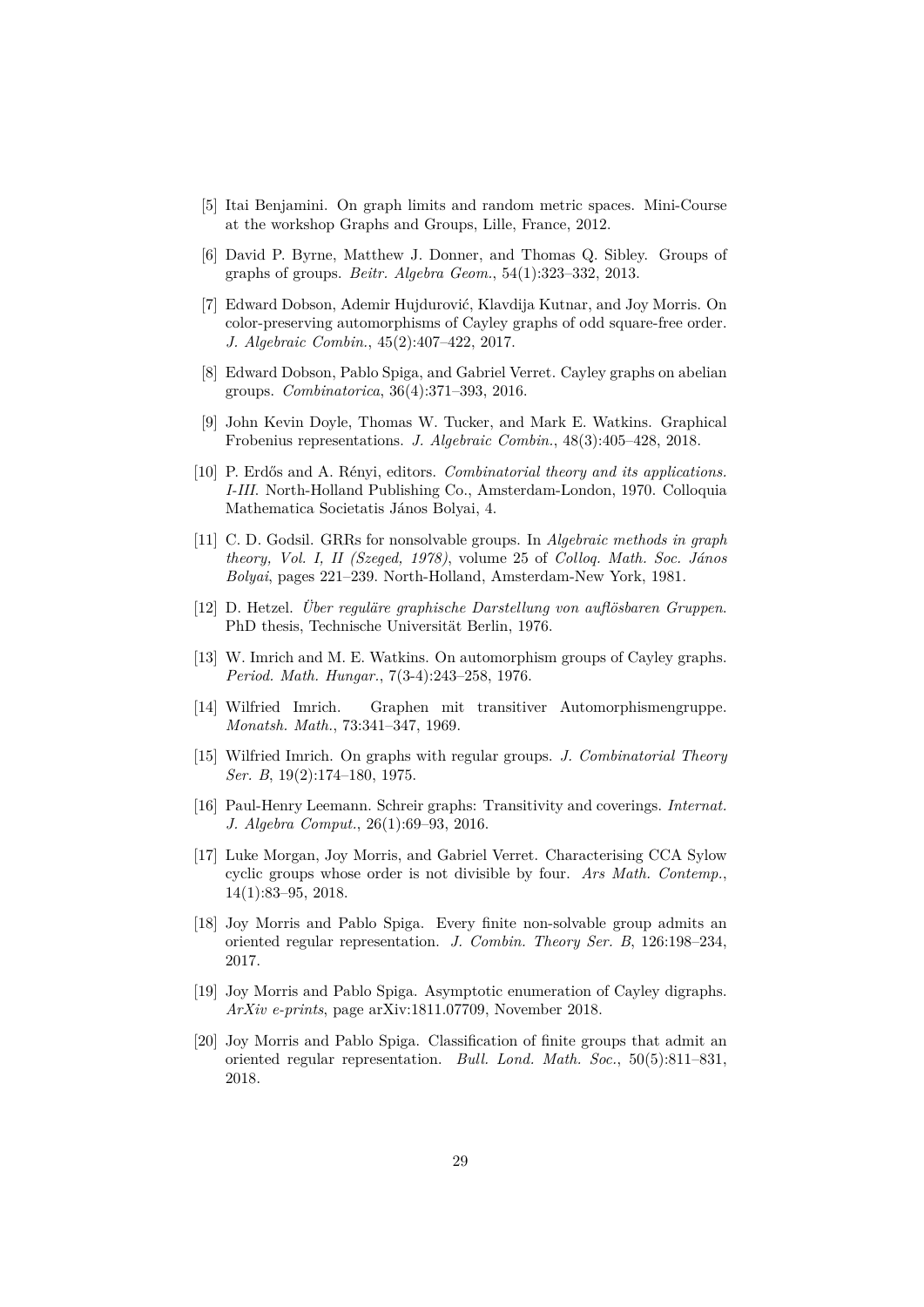[5] Itai Benjamini. On graph limits and random metric spaces. Mini-Course at the workshop Graphs and Groups, Lille, France, 2012.

[6] David P. Byrne, Matthew J. Donner, and Thomas Q. Sibley. Groups of graphs of groups. *Beitr. Algebra Geom.*, 54(1):323–332, 2013.

[7] Edward Dobson, Ademir Hujdurović, Klavdija Kutnar, and Joy Morris. On color-preserving automorphisms of Cayley graphs of odd square-free order. *J. Algebraic Combin.*, 45(2):407–422, 2017.

[8] Edward Dobson, Pablo Spiga, and Gabriel Verret. Cayley graphs on abelian groups. *Combinatorica*, 36(4):371–393, 2016.

[9] John Kevin Doyle, Thomas W. Tucker, and Mark E. Watkins. Graphical Frobenius representations. *J. Algebraic Combin.*, 48(3):405–428, 2018.

[10] P. Erdős and A. Rényi, editors. *Combinatorial theory and its applications. I-III.* North-Holland Publishing Co., Amsterdam-London, 1970. Colloquia Mathematica Societatis János Bolyai, 4.

[11] C. D. Godsil. GRRs for nonsolvable groups. In *Algebraic methods in graph theory, Vol. I, II (Szeged, 1978)*, volume 25 of *Colloq. Math. Soc. János Bolyai*, pages 221–239. North-Holland, Amsterdam-New York, 1981.

[12] D. Hetzel. *Über reguläre graphische Darstellung von auflösbaren Gruppen.* PhD thesis, Technische Universität Berlin, 1976.

[13] W. Imrich and M. E. Watkins. On automorphism groups of Cayley graphs. *Period. Math. Hungar.*, 7(3-4):243–258, 1976.

[14] Wilfried Imrich. Graphen mit transitiver Automorphismengruppe. *Monatsh. Math.*, 73:341–347, 1969.

[15] Wilfried Imrich. On graphs with regular groups. *J. Combinatorial Theory Ser. B*, 19(2):174–180, 1975.

[16] Paul-Henry Leemann. Schreir graphs: Transitivity and coverings. *Internat. J. Algebra Comput.*, 26(1):69–93, 2016.

[17] Luke Morgan, Joy Morris, and Gabriel Verret. Characterising CCA Sylow cyclic groups whose order is not divisible by four. *Ars Math. Contemp.*, 14(1):83–95, 2018.

[18] Joy Morris and Pablo Spiga. Every finite non-solvable group admits an oriented regular representation. *J. Combin. Theory Ser. B*, 126:198–234, 2017.

[19] Joy Morris and Pablo Spiga. Asymptotic enumeration of Cayley digraphs. *ArXiv e-prints*, page arXiv:1811.07709, November 2018.

[20] Joy Morris and Pablo Spiga. Classification of finite groups that admit an oriented regular representation. *Bull. Lond. Math. Soc.*, 50(5):811–831, 2018.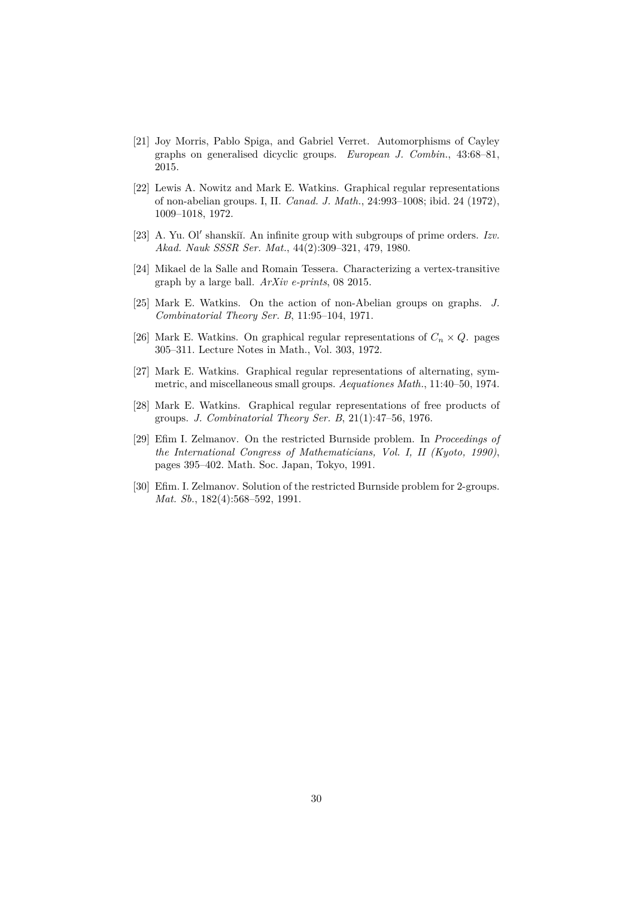[21] Joy Morris, Pablo Spiga, and Gabriel Verret. Automorphisms of Cayley graphs on generalised dicyclic groups. *European J. Combin.*, 43:68–81, 2015.

[22] Lewis A. Nowitz and Mark E. Watkins. Graphical regular representations of non-abelian groups. I, II. *Canad. J. Math.*, 24:993–1008; ibid. 24 (1972), 1009–1018, 1972.

[23] A. Yu. Olʹ shanskiĭ. An infinite group with subgroups of prime orders. *Izv. Akad. Nauk SSSR Ser. Mat.*, 44(2):309–321, 479, 1980.

[24] Mikael de la Salle and Romain Tessera. Characterizing a vertex-transitive graph by a large ball. *ArXiv e-prints*, 08 2015.

[25] Mark E. Watkins. On the action of non-Abelian groups on graphs. *J. Combinatorial Theory Ser. B*, 11:95–104, 1971.

[26] Mark E. Watkins. On graphical regular representations of $C_n \times Q$. pages 305–311. Lecture Notes in Math., Vol. 303, 1972.

[27] Mark E. Watkins. Graphical regular representations of alternating, symmetric, and miscellaneous small groups. *Aequationes Math.*, 11:40–50, 1974.

[28] Mark E. Watkins. Graphical regular representations of free products of groups. *J. Combinatorial Theory Ser. B*, 21(1):47–56, 1976.

[29] Efim I. Zelmanov. On the restricted Burnside problem. In *Proceedings of the International Congress of Mathematicians, Vol. I, II (Kyoto, 1990)*, pages 395–402. Math. Soc. Japan, Tokyo, 1991.

[30] Efim. I. Zelmanov. Solution of the restricted Burnside problem for 2-groups. *Mat. Sb.*, 182(4):568–592, 1991.